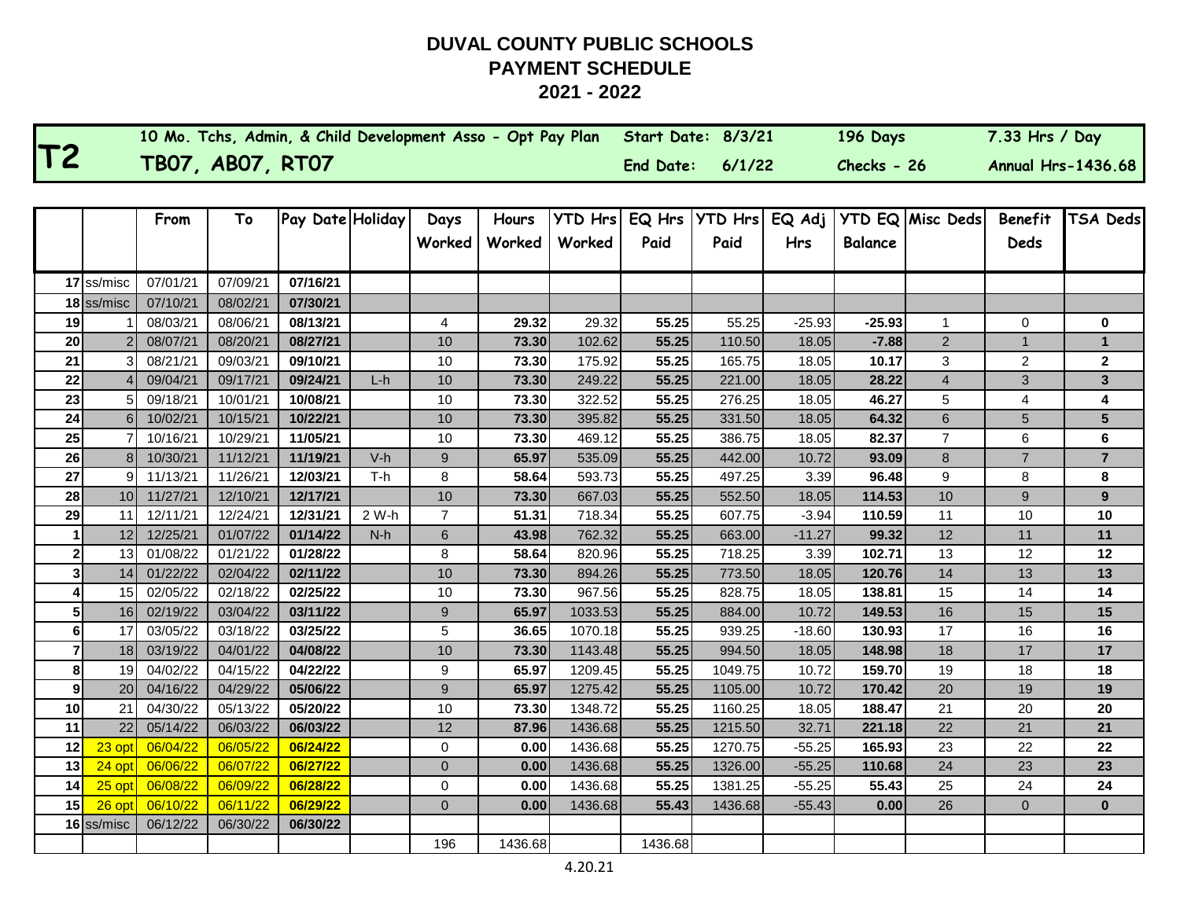# DUVAL COUNTY PUBLIC SCHOOLS
## PAYMENT SCHEDULE
## 2021 - 2022

| T2 | 10 Mo. Tchs, Admin, & Child Development Asso - Opt Pay Plan | Start Date: 8/3/21 | 196 Days | 7.33 Hrs / Day |
|---|---|---|---|---|
| | TB07, AB07, RT07 | End Date: 6/1/22 | Checks - 26 | Annual Hrs-1436.68 |

| | | From | To | Pay Date | Holiday | Days Worked | Hours Worked | YTD Hrs Worked | EQ Hrs Paid | YTD Hrs Paid | EQ Adj Hrs | YTD EQ Balance | Misc Deds | Benefit Deds | TSA Deds |
|---|---|---|---|---|---|---|---|---|---|---|---|---|---|---|---|
| 17 | ss/misc | 07/01/21 | 07/09/21 | 07/16/21 | | | | | | | | | | | |
| 18 | ss/misc | 07/10/21 | 08/02/21 | 07/30/21 | | | | | | | | | | | |
| 19 | 1 | 08/03/21 | 08/06/21 | 08/13/21 | | 4 | 29.32 | 29.32 | 55.25 | 55.25 | -25.93 | -25.93 | 1 | 0 | 0 |
| 20 | 2 | 08/07/21 | 08/20/21 | 08/27/21 | | 10 | 73.30 | 102.62 | 55.25 | 110.50 | 18.05 | -7.88 | 2 | 1 | 1 |
| 21 | 3 | 08/21/21 | 09/03/21 | 09/10/21 | | 10 | 73.30 | 175.92 | 55.25 | 165.75 | 18.05 | 10.17 | 3 | 2 | 2 |
| 22 | 4 | 09/04/21 | 09/17/21 | 09/24/21 | L-h | 10 | 73.30 | 249.22 | 55.25 | 221.00 | 18.05 | 28.22 | 4 | 3 | 3 |
| 23 | 5 | 09/18/21 | 10/01/21 | 10/08/21 | | 10 | 73.30 | 322.52 | 55.25 | 276.25 | 18.05 | 46.27 | 5 | 4 | 4 |
| 24 | 6 | 10/02/21 | 10/15/21 | 10/22/21 | | 10 | 73.30 | 395.82 | 55.25 | 331.50 | 18.05 | 64.32 | 6 | 5 | 5 |
| 25 | 7 | 10/16/21 | 10/29/21 | 11/05/21 | | 10 | 73.30 | 469.12 | 55.25 | 386.75 | 18.05 | 82.37 | 7 | 6 | 6 |
| 26 | 8 | 10/30/21 | 11/12/21 | 11/19/21 | V-h | 9 | 65.97 | 535.09 | 55.25 | 442.00 | 10.72 | 93.09 | 8 | 7 | 7 |
| 27 | 9 | 11/13/21 | 11/26/21 | 12/03/21 | T-h | 8 | 58.64 | 593.73 | 55.25 | 497.25 | 3.39 | 96.48 | 9 | 8 | 8 |
| 28 | 10 | 11/27/21 | 12/10/21 | 12/17/21 | | 10 | 73.30 | 667.03 | 55.25 | 552.50 | 18.05 | 114.53 | 10 | 9 | 9 |
| 29 | 11 | 12/11/21 | 12/24/21 | 12/31/21 | 2 W-h | 7 | 51.31 | 718.34 | 55.25 | 607.75 | -3.94 | 110.59 | 11 | 10 | 10 |
| 1 | 12 | 12/25/21 | 01/07/22 | 01/14/22 | N-h | 6 | 43.98 | 762.32 | 55.25 | 663.00 | -11.27 | 99.32 | 12 | 11 | 11 |
| 2 | 13 | 01/08/22 | 01/21/22 | 01/28/22 | | 8 | 58.64 | 820.96 | 55.25 | 718.25 | 3.39 | 102.71 | 13 | 12 | 12 |
| 3 | 14 | 01/22/22 | 02/04/22 | 02/11/22 | | 10 | 73.30 | 894.26 | 55.25 | 773.50 | 18.05 | 120.76 | 14 | 13 | 13 |
| 4 | 15 | 02/05/22 | 02/18/22 | 02/25/22 | | 10 | 73.30 | 967.56 | 55.25 | 828.75 | 18.05 | 138.81 | 15 | 14 | 14 |
| 5 | 16 | 02/19/22 | 03/04/22 | 03/11/22 | | 9 | 65.97 | 1033.53 | 55.25 | 884.00 | 10.72 | 149.53 | 16 | 15 | 15 |
| 6 | 17 | 03/05/22 | 03/18/22 | 03/25/22 | | 5 | 36.65 | 1070.18 | 55.25 | 939.25 | -18.60 | 130.93 | 17 | 16 | 16 |
| 7 | 18 | 03/19/22 | 04/01/22 | 04/08/22 | | 10 | 73.30 | 1143.48 | 55.25 | 994.50 | 18.05 | 148.98 | 18 | 17 | 17 |
| 8 | 19 | 04/02/22 | 04/15/22 | 04/22/22 | | 9 | 65.97 | 1209.45 | 55.25 | 1049.75 | 10.72 | 159.70 | 19 | 18 | 18 |
| 9 | 20 | 04/16/22 | 04/29/22 | 05/06/22 | | 9 | 65.97 | 1275.42 | 55.25 | 1105.00 | 10.72 | 170.42 | 20 | 19 | 19 |
| 10 | 21 | 04/30/22 | 05/13/22 | 05/20/22 | | 10 | 73.30 | 1348.72 | 55.25 | 1160.25 | 18.05 | 188.47 | 21 | 20 | 20 |
| 11 | 22 | 05/14/22 | 06/03/22 | 06/03/22 | | 12 | 87.96 | 1436.68 | 55.25 | 1215.50 | 32.71 | 221.18 | 22 | 21 | 21 |
| 12 | 23 opt | 06/04/22 | 06/05/22 | 06/24/22 | | 0 | 0.00 | 1436.68 | 55.25 | 1270.75 | -55.25 | 165.93 | 23 | 22 | 22 |
| 13 | 24 opt | 06/06/22 | 06/07/22 | 06/27/22 | | 0 | 0.00 | 1436.68 | 55.25 | 1326.00 | -55.25 | 110.68 | 24 | 23 | 23 |
| 14 | 25 opt | 06/08/22 | 06/09/22 | 06/28/22 | | 0 | 0.00 | 1436.68 | 55.25 | 1381.25 | -55.25 | 55.43 | 25 | 24 | 24 |
| 15 | 26 opt | 06/10/22 | 06/11/22 | 06/29/22 | | 0 | 0.00 | 1436.68 | 55.43 | 1436.68 | -55.43 | 0.00 | 26 | 0 | 0 |
| 16 | ss/misc | 06/12/22 | 06/30/22 | 06/30/22 | | | | | | | | | | | |
| | | | | | | 196 | 1436.68 | | 1436.68 | | | | | | |

4.20.21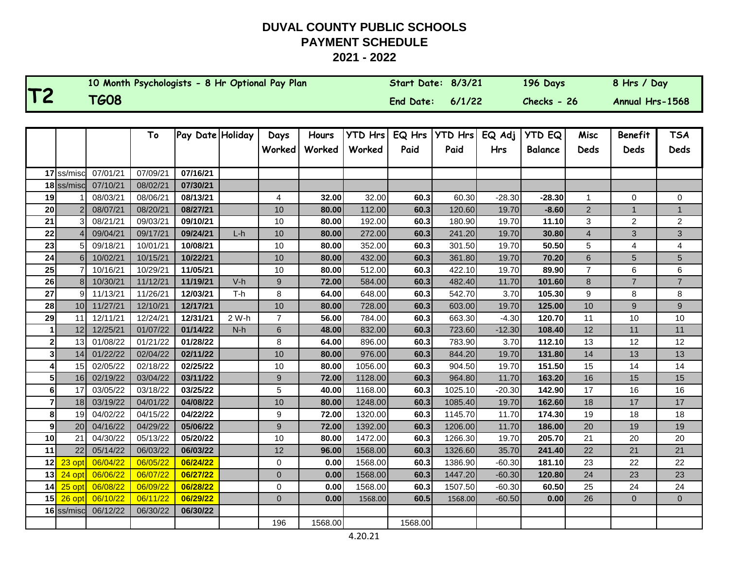# DUVAL COUNTY PUBLIC SCHOOLS
## PAYMENT SCHEDULE
## 2021 - 2022

| T2 | 10 Month Psychologists - 8 Hr Optional Pay Plan | Start Date: 8/3/21 | 196 Days | 8 Hrs / Day |
|---|---|---|---|---|
| | TG08 | End Date: 6/1/22 | Checks - 26 | Annual Hrs-1568 |

| | | | To | Pay Date | Holiday | Days Worked | Hours Worked | YTD Hrs Worked | EQ Hrs Paid | YTD Hrs Paid | EQ Adj Hrs | YTD EQ Balance | Misc Deds | Benefit Deds | TSA Deds |
|---|---|---|---|---|---|---|---|---|---|---|---|---|---|---|---|
| 17 | ss/misc | 07/01/21 | 07/09/21 | **07/16/21** | | | | | | | | | | | |
| 18 | ss/misc | 07/10/21 | 08/02/21 | **07/30/21** | | | | | | | | | | | |
| 19 | 1 | 08/03/21 | 08/06/21 | **08/13/21** | | 4 | **32.00** | 32.00 | **60.3** | 60.30 | -28.30 | **-28.30** | 1 | 0 | 0 |
| 20 | 2 | 08/07/21 | 08/20/21 | **08/27/21** | | 10 | **80.00** | 112.00 | **60.3** | 120.60 | 19.70 | **-8.60** | 2 | 1 | 1 |
| 21 | 3 | 08/21/21 | 09/03/21 | **09/10/21** | | 10 | **80.00** | 192.00 | **60.3** | 180.90 | 19.70 | **11.10** | 3 | 2 | 2 |
| 22 | 4 | 09/04/21 | 09/17/21 | **09/24/21** | L-h | 10 | **80.00** | 272.00 | **60.3** | 241.20 | 19.70 | **30.80** | 4 | 3 | 3 |
| 23 | 5 | 09/18/21 | 10/01/21 | **10/08/21** | | 10 | **80.00** | 352.00 | **60.3** | 301.50 | 19.70 | **50.50** | 5 | 4 | 4 |
| 24 | 6 | 10/02/21 | 10/15/21 | **10/22/21** | | 10 | **80.00** | 432.00 | **60.3** | 361.80 | 19.70 | **70.20** | 6 | 5 | 5 |
| 25 | 7 | 10/16/21 | 10/29/21 | **11/05/21** | | 10 | **80.00** | 512.00 | **60.3** | 422.10 | 19.70 | **89.90** | 7 | 6 | 6 |
| 26 | 8 | 10/30/21 | 11/12/21 | **11/19/21** | V-h | 9 | **72.00** | 584.00 | **60.3** | 482.40 | 11.70 | **101.60** | 8 | 7 | 7 |
| 27 | 9 | 11/13/21 | 11/26/21 | **12/03/21** | T-h | 8 | **64.00** | 648.00 | **60.3** | 542.70 | 3.70 | **105.30** | 9 | 8 | 8 |
| 28 | 10 | 11/27/21 | 12/10/21 | **12/17/21** | | 10 | **80.00** | 728.00 | **60.3** | 603.00 | 19.70 | **125.00** | 10 | 9 | 9 |
| 29 | 11 | 12/11/21 | 12/24/21 | **12/31/21** | 2 W-h | 7 | **56.00** | 784.00 | **60.3** | 663.30 | -4.30 | **120.70** | 11 | 10 | 10 |
| 1 | 12 | 12/25/21 | 01/07/22 | **01/14/22** | N-h | 6 | **48.00** | 832.00 | **60.3** | 723.60 | -12.30 | **108.40** | 12 | 11 | 11 |
| 2 | 13 | 01/08/22 | 01/21/22 | **01/28/22** | | 8 | **64.00** | 896.00 | **60.3** | 783.90 | 3.70 | **112.10** | 13 | 12 | 12 |
| 3 | 14 | 01/22/22 | 02/04/22 | **02/11/22** | | 10 | **80.00** | 976.00 | **60.3** | 844.20 | 19.70 | **131.80** | 14 | 13 | 13 |
| 4 | 15 | 02/05/22 | 02/18/22 | **02/25/22** | | 10 | **80.00** | 1056.00 | **60.3** | 904.50 | 19.70 | **151.50** | 15 | 14 | 14 |
| 5 | 16 | 02/19/22 | 03/04/22 | **03/11/22** | | 9 | **72.00** | 1128.00 | **60.3** | 964.80 | 11.70 | **163.20** | 16 | 15 | 15 |
| 6 | 17 | 03/05/22 | 03/18/22 | **03/25/22** | | 5 | **40.00** | 1168.00 | **60.3** | 1025.10 | -20.30 | **142.90** | 17 | 16 | 16 |
| 7 | 18 | 03/19/22 | 04/01/22 | **04/08/22** | | 10 | **80.00** | 1248.00 | **60.3** | 1085.40 | 19.70 | **162.60** | 18 | 17 | 17 |
| 8 | 19 | 04/02/22 | 04/15/22 | **04/22/22** | | 9 | **72.00** | 1320.00 | **60.3** | 1145.70 | 11.70 | **174.30** | 19 | 18 | 18 |
| 9 | 20 | 04/16/22 | 04/29/22 | **05/06/22** | | 9 | **72.00** | 1392.00 | **60.3** | 1206.00 | 11.70 | **186.00** | 20 | 19 | 19 |
| 10 | 21 | 04/30/22 | 05/13/22 | **05/20/22** | | 10 | **80.00** | 1472.00 | **60.3** | 1266.30 | 19.70 | **205.70** | 21 | 20 | 20 |
| 11 | 22 | 05/14/22 | 06/03/22 | **06/03/22** | | 12 | **96.00** | 1568.00 | **60.3** | 1326.60 | 35.70 | **241.40** | 22 | 21 | 21 |
| 12 | 23 opt | 06/04/22 | 06/05/22 | **06/24/22** | | 0 | **0.00** | 1568.00 | **60.3** | 1386.90 | -60.30 | **181.10** | 23 | 22 | 22 |
| 13 | 24 opt | 06/06/22 | 06/07/22 | **06/27/22** | | 0 | **0.00** | 1568.00 | **60.3** | 1447.20 | -60.30 | **120.80** | 24 | 23 | 23 |
| 14 | 25 opt | 06/08/22 | 06/09/22 | **06/28/22** | | 0 | **0.00** | 1568.00 | **60.3** | 1507.50 | -60.30 | **60.50** | 25 | 24 | 24 |
| 15 | 26 opt | 06/10/22 | 06/11/22 | **06/29/22** | | 0 | **0.00** | 1568.00 | **60.5** | 1568.00 | -60.50 | **0.00** | 26 | 0 | 0 |
| 16 | ss/misc | 06/12/22 | 06/30/22 | **06/30/22** | | | | | | | | | | | |
| | | | | | | 196 | 1568.00 | | 1568.00 | | | | | | |

4.20.21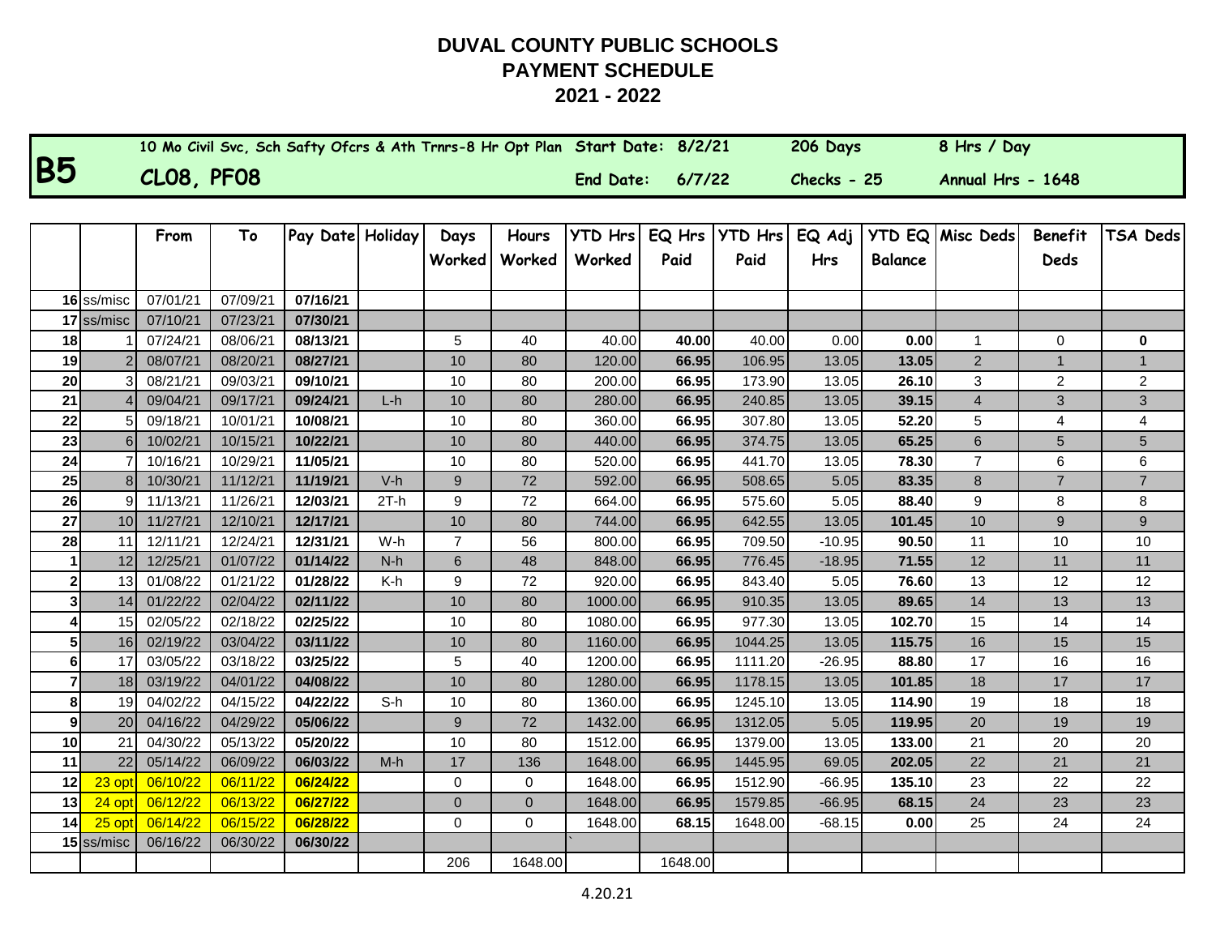# DUVAL COUNTY PUBLIC SCHOOLS
## PAYMENT SCHEDULE
## 2021 - 2022

| B5 | 10 Mo Civil Svc, Sch Safty Ofcrs & Ath Trnrs-8 Hr Opt Plan | Start Date: 8/2/21 | 206 Days | 8 Hrs / Day |
|---|---|---|---|---|
| | CL08, PF08 | End Date: 6/7/22 | Checks - 25 | Annual Hrs - 1648 |

| | | From | To | Pay Date | Holiday | Days Worked | Hours Worked | YTD Hrs Worked | EQ Hrs Paid | YTD Hrs Paid | EQ Adj Hrs | YTD EQ Balance | Misc Deds | Benefit Deds | TSA Deds |
|---|---|---|---|---|---|---|---|---|---|---|---|---|---|---|---|
| 16 | ss/misc | 07/01/21 | 07/09/21 | 07/16/21 | | | | | | | | | | | |
| 17 | ss/misc | 07/10/21 | 07/23/21 | 07/30/21 | | | | | | | | | | | |
| 18 | 1 | 07/24/21 | 08/06/21 | 08/13/21 | | 5 | 40 | 40.00 | 40.00 | 40.00 | 0.00 | 0.00 | 1 | 0 | 0 |
| 19 | 2 | 08/07/21 | 08/20/21 | 08/27/21 | | 10 | 80 | 120.00 | 66.95 | 106.95 | 13.05 | 13.05 | 2 | 1 | 1 |
| 20 | 3 | 08/21/21 | 09/03/21 | 09/10/21 | | 10 | 80 | 200.00 | 66.95 | 173.90 | 13.05 | 26.10 | 3 | 2 | 2 |
| 21 | 4 | 09/04/21 | 09/17/21 | 09/24/21 | L-h | 10 | 80 | 280.00 | 66.95 | 240.85 | 13.05 | 39.15 | 4 | 3 | 3 |
| 22 | 5 | 09/18/21 | 10/01/21 | 10/08/21 | | 10 | 80 | 360.00 | 66.95 | 307.80 | 13.05 | 52.20 | 5 | 4 | 4 |
| 23 | 6 | 10/02/21 | 10/15/21 | 10/22/21 | | 10 | 80 | 440.00 | 66.95 | 374.75 | 13.05 | 65.25 | 6 | 5 | 5 |
| 24 | 7 | 10/16/21 | 10/29/21 | 11/05/21 | | 10 | 80 | 520.00 | 66.95 | 441.70 | 13.05 | 78.30 | 7 | 6 | 6 |
| 25 | 8 | 10/30/21 | 11/12/21 | 11/19/21 | V-h | 9 | 72 | 592.00 | 66.95 | 508.65 | 5.05 | 83.35 | 8 | 7 | 7 |
| 26 | 9 | 11/13/21 | 11/26/21 | 12/03/21 | 2T-h | 9 | 72 | 664.00 | 66.95 | 575.60 | 5.05 | 88.40 | 9 | 8 | 8 |
| 27 | 10 | 11/27/21 | 12/10/21 | 12/17/21 | | 10 | 80 | 744.00 | 66.95 | 642.55 | 13.05 | 101.45 | 10 | 9 | 9 |
| 28 | 11 | 12/11/21 | 12/24/21 | 12/31/21 | W-h | 7 | 56 | 800.00 | 66.95 | 709.50 | -10.95 | 90.50 | 11 | 10 | 10 |
| 1 | 12 | 12/25/21 | 01/07/22 | 01/14/22 | N-h | 6 | 48 | 848.00 | 66.95 | 776.45 | -18.95 | 71.55 | 12 | 11 | 11 |
| 2 | 13 | 01/08/22 | 01/21/22 | 01/28/22 | K-h | 9 | 72 | 920.00 | 66.95 | 843.40 | 5.05 | 76.60 | 13 | 12 | 12 |
| 3 | 14 | 01/22/22 | 02/04/22 | 02/11/22 | | 10 | 80 | 1000.00 | 66.95 | 910.35 | 13.05 | 89.65 | 14 | 13 | 13 |
| 4 | 15 | 02/05/22 | 02/18/22 | 02/25/22 | | 10 | 80 | 1080.00 | 66.95 | 977.30 | 13.05 | 102.70 | 15 | 14 | 14 |
| 5 | 16 | 02/19/22 | 03/04/22 | 03/11/22 | | 10 | 80 | 1160.00 | 66.95 | 1044.25 | 13.05 | 115.75 | 16 | 15 | 15 |
| 6 | 17 | 03/05/22 | 03/18/22 | 03/25/22 | | 5 | 40 | 1200.00 | 66.95 | 1111.20 | -26.95 | 88.80 | 17 | 16 | 16 |
| 7 | 18 | 03/19/22 | 04/01/22 | 04/08/22 | | 10 | 80 | 1280.00 | 66.95 | 1178.15 | 13.05 | 101.85 | 18 | 17 | 17 |
| 8 | 19 | 04/02/22 | 04/15/22 | 04/22/22 | S-h | 10 | 80 | 1360.00 | 66.95 | 1245.10 | 13.05 | 114.90 | 19 | 18 | 18 |
| 9 | 20 | 04/16/22 | 04/29/22 | 05/06/22 | | 9 | 72 | 1432.00 | 66.95 | 1312.05 | 5.05 | 119.95 | 20 | 19 | 19 |
| 10 | 21 | 04/30/22 | 05/13/22 | 05/20/22 | | 10 | 80 | 1512.00 | 66.95 | 1379.00 | 13.05 | 133.00 | 21 | 20 | 20 |
| 11 | 22 | 05/14/22 | 06/09/22 | 06/03/22 | M-h | 17 | 136 | 1648.00 | 66.95 | 1445.95 | 69.05 | 202.05 | 22 | 21 | 21 |
| 12 | 23 opt | 06/10/22 | 06/11/22 | 06/24/22 | | 0 | 0 | 1648.00 | 66.95 | 1512.90 | -66.95 | 135.10 | 23 | 22 | 22 |
| 13 | 24 opt | 06/12/22 | 06/13/22 | 06/27/22 | | 0 | 0 | 1648.00 | 66.95 | 1579.85 | -66.95 | 68.15 | 24 | 23 | 23 |
| 14 | 25 opt | 06/14/22 | 06/15/22 | 06/28/22 | | 0 | 0 | 1648.00 | 68.15 | 1648.00 | -68.15 | 0.00 | 25 | 24 | 24 |
| 15 | ss/misc | 06/16/22 | 06/30/22 | 06/30/22 | | | | ` | | | | | | | |
| | | | | | | 206 | 1648.00 | | 1648.00 | | | | | | |

4.20.21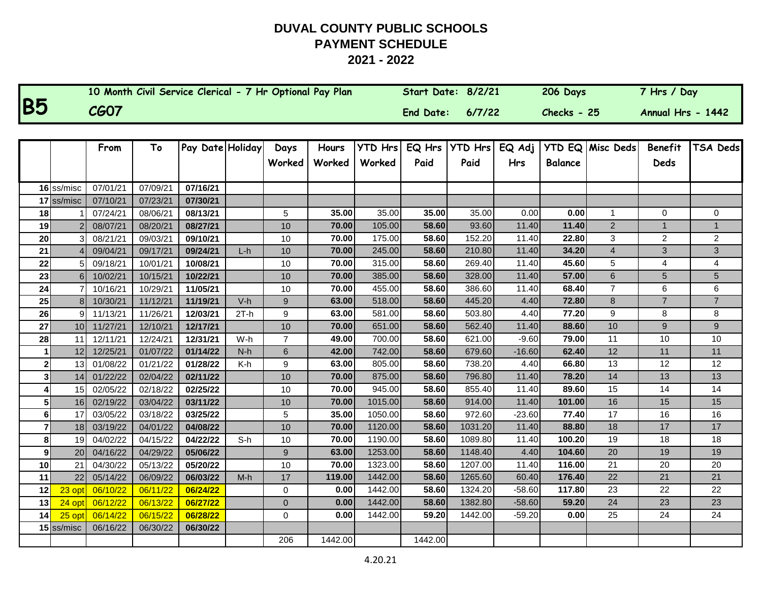# DUVAL COUNTY PUBLIC SCHOOLS
## PAYMENT SCHEDULE
## 2021 - 2022

| | | | | |
|---|---|---|---|---|
| **B5** | 10 Month Civil Service Clerical - 7 Hr Optional Pay Plan | Start Date: 8/2/21 | 206 Days | 7 Hrs / Day |
| | CG07 | End Date: 6/7/22 | Checks - 25 | Annual Hrs - 1442 |

| | | From | To | Pay Date | Holiday | Days Worked | Hours Worked | YTD Hrs Worked | EQ Hrs Paid | YTD Hrs Paid | EQ Adj Hrs | YTD EQ Balance | Misc Deds | Benefit Deds | TSA Deds |
|---|---|---|---|---|---|---|---|---|---|---|---|---|---|---|---|
| 16 | ss/misc | 07/01/21 | 07/09/21 | 07/16/21 | | | | | | | | | | | |
| 17 | ss/misc | 07/10/21 | 07/23/21 | 07/30/21 | | | | | | | | | | | |
| 18 | 1 | 07/24/21 | 08/06/21 | 08/13/21 | | 5 | 35.00 | 35.00 | 35.00 | 35.00 | 0.00 | 0.00 | 1 | 0 | 0 |
| 19 | 2 | 08/07/21 | 08/20/21 | 08/27/21 | | 10 | 70.00 | 105.00 | 58.60 | 93.60 | 11.40 | 11.40 | 2 | 1 | 1 |
| 20 | 3 | 08/21/21 | 09/03/21 | 09/10/21 | | 10 | 70.00 | 175.00 | 58.60 | 152.20 | 11.40 | 22.80 | 3 | 2 | 2 |
| 21 | 4 | 09/04/21 | 09/17/21 | 09/24/21 | L-h | 10 | 70.00 | 245.00 | 58.60 | 210.80 | 11.40 | 34.20 | 4 | 3 | 3 |
| 22 | 5 | 09/18/21 | 10/01/21 | 10/08/21 | | 10 | 70.00 | 315.00 | 58.60 | 269.40 | 11.40 | 45.60 | 5 | 4 | 4 |
| 23 | 6 | 10/02/21 | 10/15/21 | 10/22/21 | | 10 | 70.00 | 385.00 | 58.60 | 328.00 | 11.40 | 57.00 | 6 | 5 | 5 |
| 24 | 7 | 10/16/21 | 10/29/21 | 11/05/21 | | 10 | 70.00 | 455.00 | 58.60 | 386.60 | 11.40 | 68.40 | 7 | 6 | 6 |
| 25 | 8 | 10/30/21 | 11/12/21 | 11/19/21 | V-h | 9 | 63.00 | 518.00 | 58.60 | 445.20 | 4.40 | 72.80 | 8 | 7 | 7 |
| 26 | 9 | 11/13/21 | 11/26/21 | 12/03/21 | 2T-h | 9 | 63.00 | 581.00 | 58.60 | 503.80 | 4.40 | 77.20 | 9 | 8 | 8 |
| 27 | 10 | 11/27/21 | 12/10/21 | 12/17/21 | | 10 | 70.00 | 651.00 | 58.60 | 562.40 | 11.40 | 88.60 | 10 | 9 | 9 |
| 28 | 11 | 12/11/21 | 12/24/21 | 12/31/21 | W-h | 7 | 49.00 | 700.00 | 58.60 | 621.00 | -9.60 | 79.00 | 11 | 10 | 10 |
| 1 | 12 | 12/25/21 | 01/07/22 | 01/14/22 | N-h | 6 | 42.00 | 742.00 | 58.60 | 679.60 | -16.60 | 62.40 | 12 | 11 | 11 |
| 2 | 13 | 01/08/22 | 01/21/22 | 01/28/22 | K-h | 9 | 63.00 | 805.00 | 58.60 | 738.20 | 4.40 | 66.80 | 13 | 12 | 12 |
| 3 | 14 | 01/22/22 | 02/04/22 | 02/11/22 | | 10 | 70.00 | 875.00 | 58.60 | 796.80 | 11.40 | 78.20 | 14 | 13 | 13 |
| 4 | 15 | 02/05/22 | 02/18/22 | 02/25/22 | | 10 | 70.00 | 945.00 | 58.60 | 855.40 | 11.40 | 89.60 | 15 | 14 | 14 |
| 5 | 16 | 02/19/22 | 03/04/22 | 03/11/22 | | 10 | 70.00 | 1015.00 | 58.60 | 914.00 | 11.40 | 101.00 | 16 | 15 | 15 |
| 6 | 17 | 03/05/22 | 03/18/22 | 03/25/22 | | 5 | 35.00 | 1050.00 | 58.60 | 972.60 | -23.60 | 77.40 | 17 | 16 | 16 |
| 7 | 18 | 03/19/22 | 04/01/22 | 04/08/22 | | 10 | 70.00 | 1120.00 | 58.60 | 1031.20 | 11.40 | 88.80 | 18 | 17 | 17 |
| 8 | 19 | 04/02/22 | 04/15/22 | 04/22/22 | S-h | 10 | 70.00 | 1190.00 | 58.60 | 1089.80 | 11.40 | 100.20 | 19 | 18 | 18 |
| 9 | 20 | 04/16/22 | 04/29/22 | 05/06/22 | | 9 | 63.00 | 1253.00 | 58.60 | 1148.40 | 4.40 | 104.60 | 20 | 19 | 19 |
| 10 | 21 | 04/30/22 | 05/13/22 | 05/20/22 | | 10 | 70.00 | 1323.00 | 58.60 | 1207.00 | 11.40 | 116.00 | 21 | 20 | 20 |
| 11 | 22 | 05/14/22 | 06/09/22 | 06/03/22 | M-h | 17 | 119.00 | 1442.00 | 58.60 | 1265.60 | 60.40 | 176.40 | 22 | 21 | 21 |
| 12 | 23 opt | 06/10/22 | 06/11/22 | 06/24/22 | | 0 | 0.00 | 1442.00 | 58.60 | 1324.20 | -58.60 | 117.80 | 23 | 22 | 22 |
| 13 | 24 opt | 06/12/22 | 06/13/22 | 06/27/22 | | 0 | 0.00 | 1442.00 | 58.60 | 1382.80 | -58.60 | 59.20 | 24 | 23 | 23 |
| 14 | 25 opt | 06/14/22 | 06/15/22 | 06/28/22 | | 0 | 0.00 | 1442.00 | 59.20 | 1442.00 | -59.20 | 0.00 | 25 | 24 | 24 |
| 15 | ss/misc | 06/16/22 | 06/30/22 | 06/30/22 | | | | | | | | | | | |
| | | | | | | 206 | 1442.00 | | 1442.00 | | | | | | |

4.20.21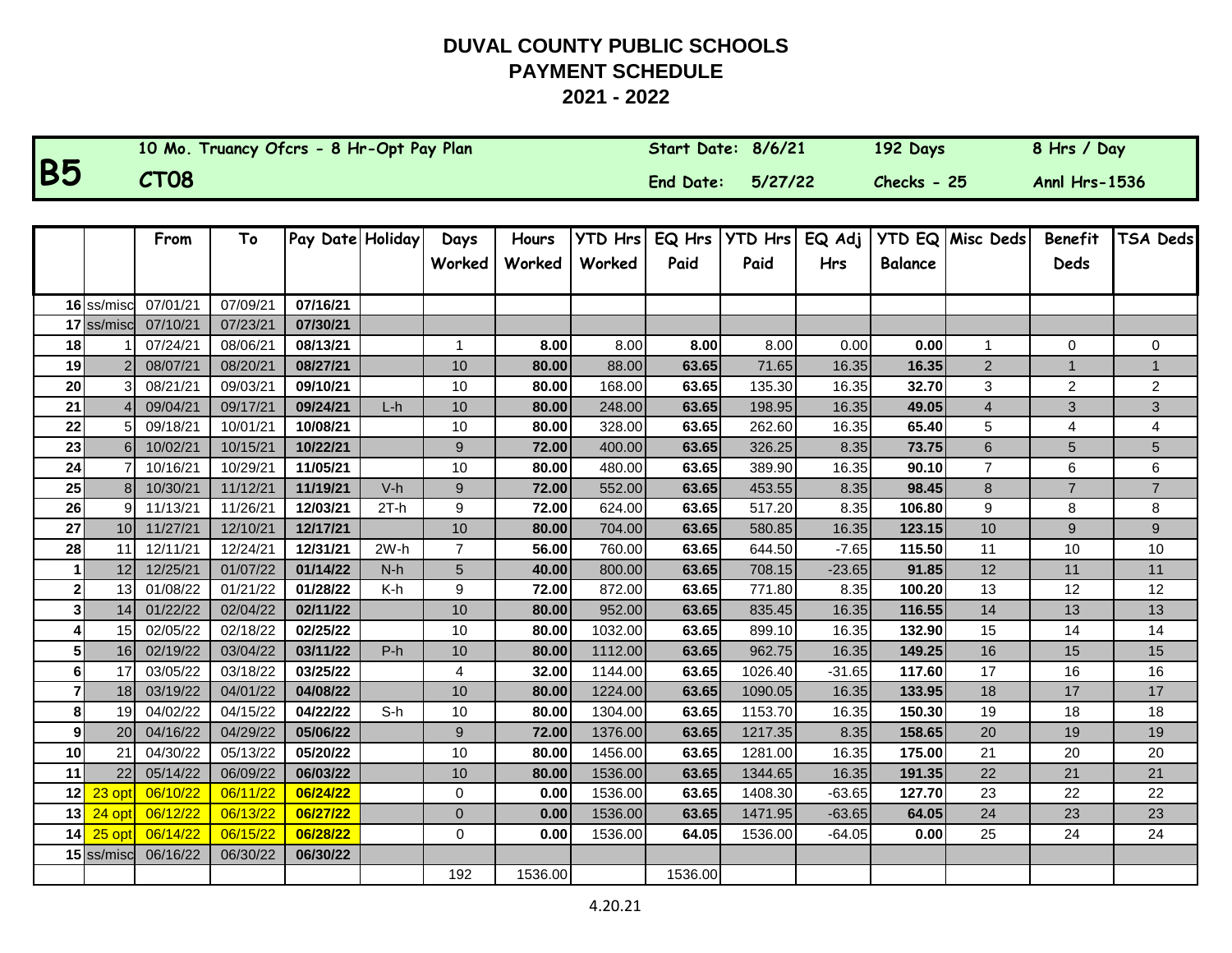# DUVAL COUNTY PUBLIC SCHOOLS
## PAYMENT SCHEDULE
## 2021 - 2022

| **B5** | 10 Mo. Truancy Ofcrs - 8 Hr-Opt Pay Plan | Start Date: 8/6/21 | 192 Days | 8 Hrs / Day |
|---|---|---|---|---|
| | CT08 | End Date: 5/27/22 | Checks - 25 | Annl Hrs-1536 |

| | | From | To | Pay Date | Holiday | Days Worked | Hours Worked | YTD Hrs Worked | EQ Hrs Paid | YTD Hrs Paid | EQ Adj Hrs | YTD EQ Balance | Misc Deds | Benefit Deds | TSA Deds |
|---|---|---|---|---|---|---|---|---|---|---|---|---|---|---|---|
| 16 | ss/misc | 07/01/21 | 07/09/21 | 07/16/21 | | | | | | | | | | | |
| 17 | ss/misc | 07/10/21 | 07/23/21 | 07/30/21 | | | | | | | | | | | |
| 18 | 1 | 07/24/21 | 08/06/21 | 08/13/21 | | 1 | 8.00 | 8.00 | 8.00 | 8.00 | 0.00 | 0.00 | 1 | 0 | 0 |
| 19 | 2 | 08/07/21 | 08/20/21 | 08/27/21 | | 10 | 80.00 | 88.00 | 63.65 | 71.65 | 16.35 | 16.35 | 2 | 1 | 1 |
| 20 | 3 | 08/21/21 | 09/03/21 | 09/10/21 | | 10 | 80.00 | 168.00 | 63.65 | 135.30 | 16.35 | 32.70 | 3 | 2 | 2 |
| 21 | 4 | 09/04/21 | 09/17/21 | 09/24/21 | L-h | 10 | 80.00 | 248.00 | 63.65 | 198.95 | 16.35 | 49.05 | 4 | 3 | 3 |
| 22 | 5 | 09/18/21 | 10/01/21 | 10/08/21 | | 10 | 80.00 | 328.00 | 63.65 | 262.60 | 16.35 | 65.40 | 5 | 4 | 4 |
| 23 | 6 | 10/02/21 | 10/15/21 | 10/22/21 | | 9 | 72.00 | 400.00 | 63.65 | 326.25 | 8.35 | 73.75 | 6 | 5 | 5 |
| 24 | 7 | 10/16/21 | 10/29/21 | 11/05/21 | | 10 | 80.00 | 480.00 | 63.65 | 389.90 | 16.35 | 90.10 | 7 | 6 | 6 |
| 25 | 8 | 10/30/21 | 11/12/21 | 11/19/21 | V-h | 9 | 72.00 | 552.00 | 63.65 | 453.55 | 8.35 | 98.45 | 8 | 7 | 7 |
| 26 | 9 | 11/13/21 | 11/26/21 | 12/03/21 | 2T-h | 9 | 72.00 | 624.00 | 63.65 | 517.20 | 8.35 | 106.80 | 9 | 8 | 8 |
| 27 | 10 | 11/27/21 | 12/10/21 | 12/17/21 | | 10 | 80.00 | 704.00 | 63.65 | 580.85 | 16.35 | 123.15 | 10 | 9 | 9 |
| 28 | 11 | 12/11/21 | 12/24/21 | 12/31/21 | 2W-h | 7 | 56.00 | 760.00 | 63.65 | 644.50 | -7.65 | 115.50 | 11 | 10 | 10 |
| 1 | 12 | 12/25/21 | 01/07/22 | 01/14/22 | N-h | 5 | 40.00 | 800.00 | 63.65 | 708.15 | -23.65 | 91.85 | 12 | 11 | 11 |
| 2 | 13 | 01/08/22 | 01/21/22 | 01/28/22 | K-h | 9 | 72.00 | 872.00 | 63.65 | 771.80 | 8.35 | 100.20 | 13 | 12 | 12 |
| 3 | 14 | 01/22/22 | 02/04/22 | 02/11/22 | | 10 | 80.00 | 952.00 | 63.65 | 835.45 | 16.35 | 116.55 | 14 | 13 | 13 |
| 4 | 15 | 02/05/22 | 02/18/22 | 02/25/22 | | 10 | 80.00 | 1032.00 | 63.65 | 899.10 | 16.35 | 132.90 | 15 | 14 | 14 |
| 5 | 16 | 02/19/22 | 03/04/22 | 03/11/22 | P-h | 10 | 80.00 | 1112.00 | 63.65 | 962.75 | 16.35 | 149.25 | 16 | 15 | 15 |
| 6 | 17 | 03/05/22 | 03/18/22 | 03/25/22 | | 4 | 32.00 | 1144.00 | 63.65 | 1026.40 | -31.65 | 117.60 | 17 | 16 | 16 |
| 7 | 18 | 03/19/22 | 04/01/22 | 04/08/22 | | 10 | 80.00 | 1224.00 | 63.65 | 1090.05 | 16.35 | 133.95 | 18 | 17 | 17 |
| 8 | 19 | 04/02/22 | 04/15/22 | 04/22/22 | S-h | 10 | 80.00 | 1304.00 | 63.65 | 1153.70 | 16.35 | 150.30 | 19 | 18 | 18 |
| 9 | 20 | 04/16/22 | 04/29/22 | 05/06/22 | | 9 | 72.00 | 1376.00 | 63.65 | 1217.35 | 8.35 | 158.65 | 20 | 19 | 19 |
| 10 | 21 | 04/30/22 | 05/13/22 | 05/20/22 | | 10 | 80.00 | 1456.00 | 63.65 | 1281.00 | 16.35 | 175.00 | 21 | 20 | 20 |
| 11 | 22 | 05/14/22 | 06/09/22 | 06/03/22 | | 10 | 80.00 | 1536.00 | 63.65 | 1344.65 | 16.35 | 191.35 | 22 | 21 | 21 |
| 12 | 23 opt | 06/10/22 | 06/11/22 | 06/24/22 | | 0 | 0.00 | 1536.00 | 63.65 | 1408.30 | -63.65 | 127.70 | 23 | 22 | 22 |
| 13 | 24 opt | 06/12/22 | 06/13/22 | 06/27/22 | | 0 | 0.00 | 1536.00 | 63.65 | 1471.95 | -63.65 | 64.05 | 24 | 23 | 23 |
| 14 | 25 opt | 06/14/22 | 06/15/22 | 06/28/22 | | 0 | 0.00 | 1536.00 | 64.05 | 1536.00 | -64.05 | 0.00 | 25 | 24 | 24 |
| 15 | ss/misc | 06/16/22 | 06/30/22 | 06/30/22 | | | | | | | | | | | |
| | | | | | | 192 | 1536.00 | | 1536.00 | | | | | | |

4.20.21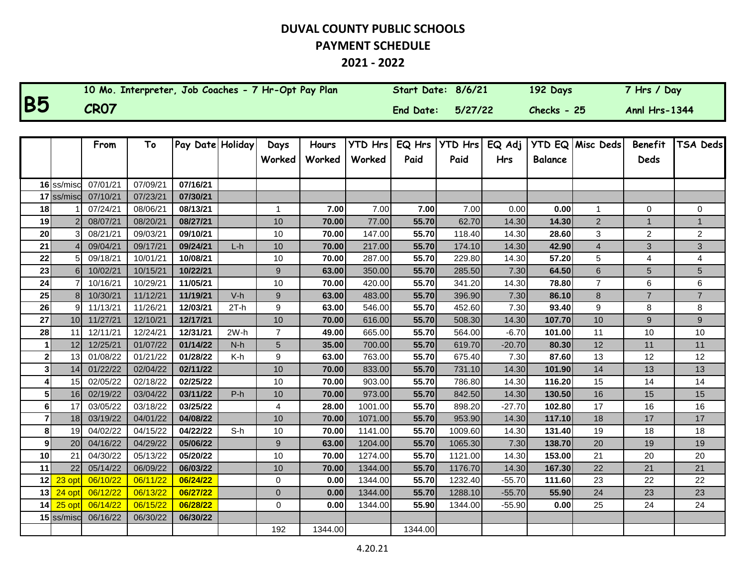# DUVAL COUNTY PUBLIC SCHOOLS
## PAYMENT SCHEDULE
## 2021 - 2022

| B5 | 10 Mo. Interpreter, Job Coaches - 7 Hr-Opt Pay Plan | Start Date: 8/6/21 | 192 Days | 7 Hrs / Day |
|---|---|---|---|---|
| | CR07 | End Date: 5/27/22 | Checks - 25 | Annl Hrs-1344 |

| | | From | To | Pay Date | Holiday | Days Worked | Hours Worked | YTD Hrs Worked | EQ Hrs Paid | YTD Hrs Paid | EQ Adj Hrs | YTD EQ Balance | Misc Deds | Benefit Deds | TSA Deds |
|---|---|---|---|---|---|---|---|---|---|---|---|---|---|---|---|
| 16 | ss/misc | 07/01/21 | 07/09/21 | **07/16/21** | | | | | | | | | | | |
| 17 | ss/misc | 07/10/21 | 07/23/21 | **07/30/21** | | | | | | | | | | | |
| 18 | 1 | 07/24/21 | 08/06/21 | **08/13/21** | | 1 | **7.00** | 7.00 | **7.00** | 7.00 | 0.00 | **0.00** | 1 | 0 | 0 |
| 19 | 2 | 08/07/21 | 08/20/21 | **08/27/21** | | 10 | **70.00** | 77.00 | **55.70** | 62.70 | 14.30 | **14.30** | 2 | 1 | 1 |
| 20 | 3 | 08/21/21 | 09/03/21 | **09/10/21** | | 10 | **70.00** | 147.00 | **55.70** | 118.40 | 14.30 | **28.60** | 3 | 2 | 2 |
| 21 | 4 | 09/04/21 | 09/17/21 | **09/24/21** | L-h | 10 | **70.00** | 217.00 | **55.70** | 174.10 | 14.30 | **42.90** | 4 | 3 | 3 |
| 22 | 5 | 09/18/21 | 10/01/21 | **10/08/21** | | 10 | **70.00** | 287.00 | **55.70** | 229.80 | 14.30 | **57.20** | 5 | 4 | 4 |
| 23 | 6 | 10/02/21 | 10/15/21 | **10/22/21** | | 9 | **63.00** | 350.00 | **55.70** | 285.50 | 7.30 | **64.50** | 6 | 5 | 5 |
| 24 | 7 | 10/16/21 | 10/29/21 | **11/05/21** | | 10 | **70.00** | 420.00 | **55.70** | 341.20 | 14.30 | **78.80** | 7 | 6 | 6 |
| 25 | 8 | 10/30/21 | 11/12/21 | **11/19/21** | V-h | 9 | **63.00** | 483.00 | **55.70** | 396.90 | 7.30 | **86.10** | 8 | 7 | 7 |
| 26 | 9 | 11/13/21 | 11/26/21 | **12/03/21** | 2T-h | 9 | **63.00** | 546.00 | **55.70** | 452.60 | 7.30 | **93.40** | 9 | 8 | 8 |
| 27 | 10 | 11/27/21 | 12/10/21 | **12/17/21** | | 10 | **70.00** | 616.00 | **55.70** | 508.30 | 14.30 | **107.70** | 10 | 9 | 9 |
| 28 | 11 | 12/11/21 | 12/24/21 | **12/31/21** | 2W-h | 7 | **49.00** | 665.00 | **55.70** | 564.00 | -6.70 | **101.00** | 11 | 10 | 10 |
| 1 | 12 | 12/25/21 | 01/07/22 | **01/14/22** | N-h | 5 | **35.00** | 700.00 | **55.70** | 619.70 | -20.70 | **80.30** | 12 | 11 | 11 |
| 2 | 13 | 01/08/22 | 01/21/22 | **01/28/22** | K-h | 9 | **63.00** | 763.00 | **55.70** | 675.40 | 7.30 | **87.60** | 13 | 12 | 12 |
| 3 | 14 | 01/22/22 | 02/04/22 | **02/11/22** | | 10 | **70.00** | 833.00 | **55.70** | 731.10 | 14.30 | **101.90** | 14 | 13 | 13 |
| 4 | 15 | 02/05/22 | 02/18/22 | **02/25/22** | | 10 | **70.00** | 903.00 | **55.70** | 786.80 | 14.30 | **116.20** | 15 | 14 | 14 |
| 5 | 16 | 02/19/22 | 03/04/22 | **03/11/22** | P-h | 10 | **70.00** | 973.00 | **55.70** | 842.50 | 14.30 | **130.50** | 16 | 15 | 15 |
| 6 | 17 | 03/05/22 | 03/18/22 | **03/25/22** | | 4 | **28.00** | 1001.00 | **55.70** | 898.20 | -27.70 | **102.80** | 17 | 16 | 16 |
| 7 | 18 | 03/19/22 | 04/01/22 | **04/08/22** | | 10 | **70.00** | 1071.00 | **55.70** | 953.90 | 14.30 | **117.10** | 18 | 17 | 17 |
| 8 | 19 | 04/02/22 | 04/15/22 | **04/22/22** | S-h | 10 | **70.00** | 1141.00 | **55.70** | 1009.60 | 14.30 | **131.40** | 19 | 18 | 18 |
| 9 | 20 | 04/16/22 | 04/29/22 | **05/06/22** | | 9 | **63.00** | 1204.00 | **55.70** | 1065.30 | 7.30 | **138.70** | 20 | 19 | 19 |
| 10 | 21 | 04/30/22 | 05/13/22 | **05/20/22** | | 10 | **70.00** | 1274.00 | **55.70** | 1121.00 | 14.30 | **153.00** | 21 | 20 | 20 |
| 11 | 22 | 05/14/22 | 06/09/22 | **06/03/22** | | 10 | **70.00** | 1344.00 | **55.70** | 1176.70 | 14.30 | **167.30** | 22 | 21 | 21 |
| 12 | 23 opt | 06/10/22 | 06/11/22 | **06/24/22** | | 0 | **0.00** | 1344.00 | **55.70** | 1232.40 | -55.70 | **111.60** | 23 | 22 | 22 |
| 13 | 24 opt | 06/12/22 | 06/13/22 | **06/27/22** | | 0 | **0.00** | 1344.00 | **55.70** | 1288.10 | -55.70 | **55.90** | 24 | 23 | 23 |
| 14 | 25 opt | 06/14/22 | 06/15/22 | **06/28/22** | | 0 | **0.00** | 1344.00 | **55.90** | 1344.00 | -55.90 | **0.00** | 25 | 24 | 24 |
| 15 | ss/misc | 06/16/22 | 06/30/22 | **06/30/22** | | | | | | | | | | | |
| | | | | | | 192 | 1344.00 | | 1344.00 | | | | | | |

4.20.21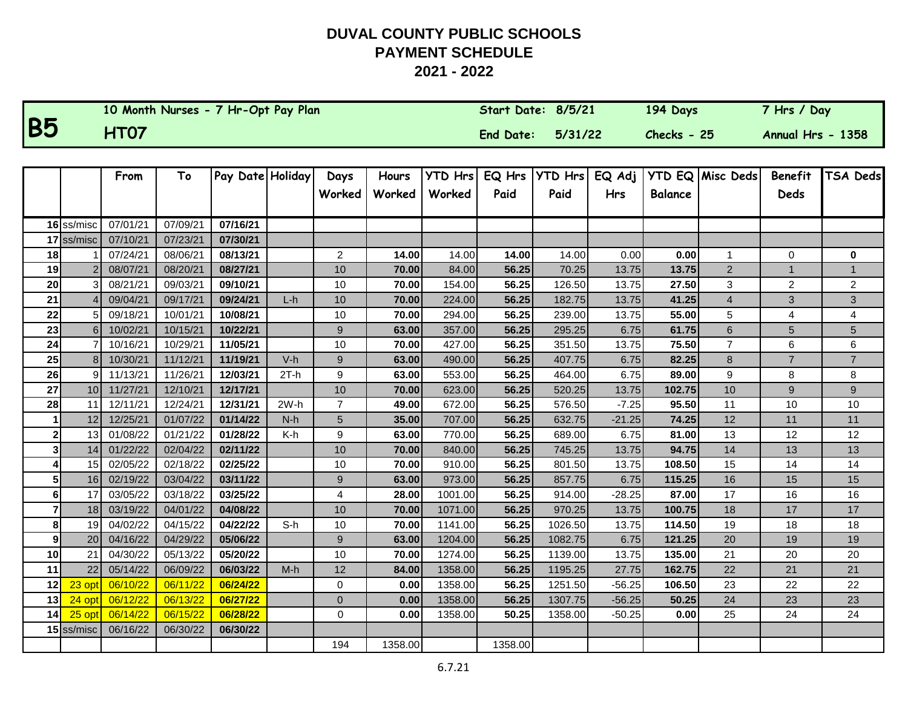# DUVAL COUNTY PUBLIC SCHOOLS
# PAYMENT SCHEDULE
# 2021 - 2022

| **B5** | 10 Month Nurses - 7 Hr-Opt Pay Plan | Start Date: 8/5/21 | 194 Days | 7 Hrs / Day |
|---|---|---|---|---|
| | **HT07** | End Date: 5/31/22 | Checks - 25 | Annual Hrs - 1358 |

| | | From | To | Pay Date | Holiday | Days Worked | Hours Worked | YTD Hrs Worked | EQ Hrs Paid | YTD Hrs Paid | EQ Adj Hrs | YTD EQ Balance | Misc Deds | Benefit Deds | TSA Deds |
|---|---|---|---|---|---|---|---|---|---|---|---|---|---|---|---|
| **16** | ss/misc | 07/01/21 | 07/09/21 | **07/16/21** | | | | | | | | | | | |
| **17** | ss/misc | 07/10/21 | 07/23/21 | **07/30/21** | | | | | | | | | | | |
| **18** | 1 | 07/24/21 | 08/06/21 | **08/13/21** | | 2 | **14.00** | 14.00 | **14.00** | 14.00 | 0.00 | **0.00** | 1 | 0 | **0** |
| **19** | 2 | 08/07/21 | 08/20/21 | **08/27/21** | | 10 | **70.00** | 84.00 | **56.25** | 70.25 | 13.75 | **13.75** | 2 | 1 | 1 |
| **20** | 3 | 08/21/21 | 09/03/21 | **09/10/21** | | 10 | **70.00** | 154.00 | **56.25** | 126.50 | 13.75 | **27.50** | 3 | 2 | 2 |
| **21** | 4 | 09/04/21 | 09/17/21 | **09/24/21** | L-h | 10 | **70.00** | 224.00 | **56.25** | 182.75 | 13.75 | **41.25** | 4 | 3 | 3 |
| **22** | 5 | 09/18/21 | 10/01/21 | **10/08/21** | | 10 | **70.00** | 294.00 | **56.25** | 239.00 | 13.75 | **55.00** | 5 | 4 | 4 |
| **23** | 6 | 10/02/21 | 10/15/21 | **10/22/21** | | 9 | **63.00** | 357.00 | **56.25** | 295.25 | 6.75 | **61.75** | 6 | 5 | 5 |
| **24** | 7 | 10/16/21 | 10/29/21 | **11/05/21** | | 10 | **70.00** | 427.00 | **56.25** | 351.50 | 13.75 | **75.50** | 7 | 6 | 6 |
| **25** | 8 | 10/30/21 | 11/12/21 | **11/19/21** | V-h | 9 | **63.00** | 490.00 | **56.25** | 407.75 | 6.75 | **82.25** | 8 | 7 | 7 |
| **26** | 9 | 11/13/21 | 11/26/21 | **12/03/21** | 2T-h | 9 | **63.00** | 553.00 | **56.25** | 464.00 | 6.75 | **89.00** | 9 | 8 | 8 |
| **27** | 10 | 11/27/21 | 12/10/21 | **12/17/21** | | 10 | **70.00** | 623.00 | **56.25** | 520.25 | 13.75 | **102.75** | 10 | 9 | 9 |
| **28** | 11 | 12/11/21 | 12/24/21 | **12/31/21** | 2W-h | 7 | **49.00** | 672.00 | **56.25** | 576.50 | -7.25 | **95.50** | 11 | 10 | 10 |
| **1** | 12 | 12/25/21 | 01/07/22 | **01/14/22** | N-h | 5 | **35.00** | 707.00 | **56.25** | 632.75 | -21.25 | **74.25** | 12 | 11 | 11 |
| **2** | 13 | 01/08/22 | 01/21/22 | **01/28/22** | K-h | 9 | **63.00** | 770.00 | **56.25** | 689.00 | 6.75 | **81.00** | 13 | 12 | 12 |
| **3** | 14 | 01/22/22 | 02/04/22 | **02/11/22** | | 10 | **70.00** | 840.00 | **56.25** | 745.25 | 13.75 | **94.75** | 14 | 13 | 13 |
| **4** | 15 | 02/05/22 | 02/18/22 | **02/25/22** | | 10 | **70.00** | 910.00 | **56.25** | 801.50 | 13.75 | **108.50** | 15 | 14 | 14 |
| **5** | 16 | 02/19/22 | 03/04/22 | **03/11/22** | | 9 | **63.00** | 973.00 | **56.25** | 857.75 | 6.75 | **115.25** | 16 | 15 | 15 |
| **6** | 17 | 03/05/22 | 03/18/22 | **03/25/22** | | 4 | **28.00** | 1001.00 | **56.25** | 914.00 | -28.25 | **87.00** | 17 | 16 | 16 |
| **7** | 18 | 03/19/22 | 04/01/22 | **04/08/22** | | 10 | **70.00** | 1071.00 | **56.25** | 970.25 | 13.75 | **100.75** | 18 | 17 | 17 |
| **8** | 19 | 04/02/22 | 04/15/22 | **04/22/22** | S-h | 10 | **70.00** | 1141.00 | **56.25** | 1026.50 | 13.75 | **114.50** | 19 | 18 | 18 |
| **9** | 20 | 04/16/22 | 04/29/22 | **05/06/22** | | 9 | **63.00** | 1204.00 | **56.25** | 1082.75 | 6.75 | **121.25** | 20 | 19 | 19 |
| **10** | 21 | 04/30/22 | 05/13/22 | **05/20/22** | | 10 | **70.00** | 1274.00 | **56.25** | 1139.00 | 13.75 | **135.00** | 21 | 20 | 20 |
| **11** | 22 | 05/14/22 | 06/09/22 | **06/03/22** | M-h | 12 | **84.00** | 1358.00 | **56.25** | 1195.25 | 27.75 | **162.75** | 22 | 21 | 21 |
| **12** | 23 opt | 06/10/22 | 06/11/22 | **06/24/22** | | 0 | **0.00** | 1358.00 | **56.25** | 1251.50 | -56.25 | **106.50** | 23 | 22 | 22 |
| **13** | 24 opt | 06/12/22 | 06/13/22 | **06/27/22** | | 0 | **0.00** | 1358.00 | **56.25** | 1307.75 | -56.25 | **50.25** | 24 | 23 | 23 |
| **14** | 25 opt | 06/14/22 | 06/15/22 | **06/28/22** | | 0 | **0.00** | 1358.00 | **50.25** | 1358.00 | -50.25 | **0.00** | 25 | 24 | 24 |
| **15** | ss/misc | 06/16/22 | 06/30/22 | **06/30/22** | | | | | | | | | | | |
| | | | | | | 194 | 1358.00 | | 1358.00 | | | | | | |

6.7.21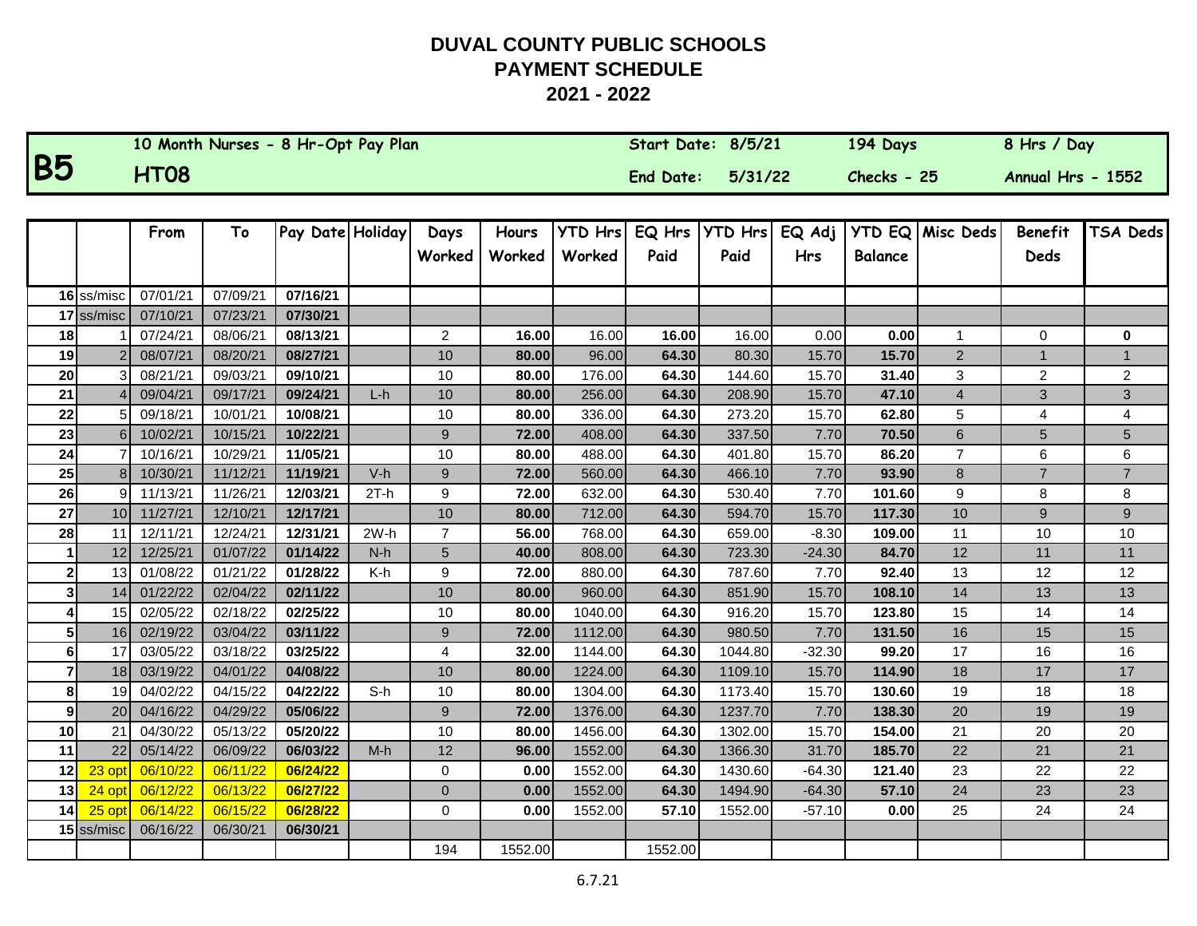# DUVAL COUNTY PUBLIC SCHOOLS
## PAYMENT SCHEDULE
## 2021 - 2022

| **B5** | 10 Month Nurses - 8 Hr-Opt Pay Plan | Start Date: 8/5/21 | 194 Days | 8 Hrs / Day |
|---|---|---|---|---|
| | **HT08** | End Date: 5/31/22 | Checks - 25 | Annual Hrs - 1552 |

| | | From | To | Pay Date | Holiday | Days Worked | Hours Worked | YTD Hrs Worked | EQ Hrs Paid | YTD Hrs Paid | EQ Adj Hrs | YTD EQ Balance | Misc Deds | Benefit Deds | TSA Deds |
|---|---|---|---|---|---|---|---|---|---|---|---|---|---|---|---|
| **16** | ss/misc | 07/01/21 | 07/09/21 | **07/16/21** | | | | | | | | | | | |
| **17** | ss/misc | 07/10/21 | 07/23/21 | **07/30/21** | | | | | | | | | | | |
| **18** | 1 | 07/24/21 | 08/06/21 | **08/13/21** | | 2 | **16.00** | 16.00 | **16.00** | 16.00 | 0.00 | **0.00** | 1 | 0 | **0** |
| **19** | 2 | 08/07/21 | 08/20/21 | **08/27/21** | | 10 | **80.00** | 96.00 | **64.30** | 80.30 | 15.70 | **15.70** | 2 | 1 | 1 |
| **20** | 3 | 08/21/21 | 09/03/21 | **09/10/21** | | 10 | **80.00** | 176.00 | **64.30** | 144.60 | 15.70 | **31.40** | 3 | 2 | 2 |
| **21** | 4 | 09/04/21 | 09/17/21 | **09/24/21** | L-h | 10 | **80.00** | 256.00 | **64.30** | 208.90 | 15.70 | **47.10** | 4 | 3 | 3 |
| **22** | 5 | 09/18/21 | 10/01/21 | **10/08/21** | | 10 | **80.00** | 336.00 | **64.30** | 273.20 | 15.70 | **62.80** | 5 | 4 | 4 |
| **23** | 6 | 10/02/21 | 10/15/21 | **10/22/21** | | 9 | **72.00** | 408.00 | **64.30** | 337.50 | 7.70 | **70.50** | 6 | 5 | 5 |
| **24** | 7 | 10/16/21 | 10/29/21 | **11/05/21** | | 10 | **80.00** | 488.00 | **64.30** | 401.80 | 15.70 | **86.20** | 7 | 6 | 6 |
| **25** | 8 | 10/30/21 | 11/12/21 | **11/19/21** | V-h | 9 | **72.00** | 560.00 | **64.30** | 466.10 | 7.70 | **93.90** | 8 | 7 | 7 |
| **26** | 9 | 11/13/21 | 11/26/21 | **12/03/21** | 2T-h | 9 | **72.00** | 632.00 | **64.30** | 530.40 | 7.70 | **101.60** | 9 | 8 | 8 |
| **27** | 10 | 11/27/21 | 12/10/21 | **12/17/21** | | 10 | **80.00** | 712.00 | **64.30** | 594.70 | 15.70 | **117.30** | 10 | 9 | 9 |
| **28** | 11 | 12/11/21 | 12/24/21 | **12/31/21** | 2W-h | 7 | **56.00** | 768.00 | **64.30** | 659.00 | -8.30 | **109.00** | 11 | 10 | 10 |
| **1** | 12 | 12/25/21 | 01/07/22 | **01/14/22** | N-h | 5 | **40.00** | 808.00 | **64.30** | 723.30 | -24.30 | **84.70** | 12 | 11 | 11 |
| **2** | 13 | 01/08/22 | 01/21/22 | **01/28/22** | K-h | 9 | **72.00** | 880.00 | **64.30** | 787.60 | 7.70 | **92.40** | 13 | 12 | 12 |
| **3** | 14 | 01/22/22 | 02/04/22 | **02/11/22** | | 10 | **80.00** | 960.00 | **64.30** | 851.90 | 15.70 | **108.10** | 14 | 13 | 13 |
| **4** | 15 | 02/05/22 | 02/18/22 | **02/25/22** | | 10 | **80.00** | 1040.00 | **64.30** | 916.20 | 15.70 | **123.80** | 15 | 14 | 14 |
| **5** | 16 | 02/19/22 | 03/04/22 | **03/11/22** | | 9 | **72.00** | 1112.00 | **64.30** | 980.50 | 7.70 | **131.50** | 16 | 15 | 15 |
| **6** | 17 | 03/05/22 | 03/18/22 | **03/25/22** | | 4 | **32.00** | 1144.00 | **64.30** | 1044.80 | -32.30 | **99.20** | 17 | 16 | 16 |
| **7** | 18 | 03/19/22 | 04/01/22 | **04/08/22** | | 10 | **80.00** | 1224.00 | **64.30** | 1109.10 | 15.70 | **114.90** | 18 | 17 | 17 |
| **8** | 19 | 04/02/22 | 04/15/22 | **04/22/22** | S-h | 10 | **80.00** | 1304.00 | **64.30** | 1173.40 | 15.70 | **130.60** | 19 | 18 | 18 |
| **9** | 20 | 04/16/22 | 04/29/22 | **05/06/22** | | 9 | **72.00** | 1376.00 | **64.30** | 1237.70 | 7.70 | **138.30** | 20 | 19 | 19 |
| **10** | 21 | 04/30/22 | 05/13/22 | **05/20/22** | | 10 | **80.00** | 1456.00 | **64.30** | 1302.00 | 15.70 | **154.00** | 21 | 20 | 20 |
| **11** | 22 | 05/14/22 | 06/09/22 | **06/03/22** | M-h | 12 | **96.00** | 1552.00 | **64.30** | 1366.30 | 31.70 | **185.70** | 22 | 21 | 21 |
| **12** | 23 opt | 06/10/22 | 06/11/22 | **06/24/22** | | 0 | **0.00** | 1552.00 | **64.30** | 1430.60 | -64.30 | **121.40** | 23 | 22 | 22 |
| **13** | 24 opt | 06/12/22 | 06/13/22 | **06/27/22** | | 0 | **0.00** | 1552.00 | **64.30** | 1494.90 | -64.30 | **57.10** | 24 | 23 | 23 |
| **14** | 25 opt | 06/14/22 | 06/15/22 | **06/28/22** | | 0 | **0.00** | 1552.00 | **57.10** | 1552.00 | -57.10 | **0.00** | 25 | 24 | 24 |
| **15** | ss/misc | 06/16/22 | 06/30/21 | **06/30/21** | | | | | | | | | | | |
| | | | | | | 194 | 1552.00 | | 1552.00 | | | | | | |

6.7.21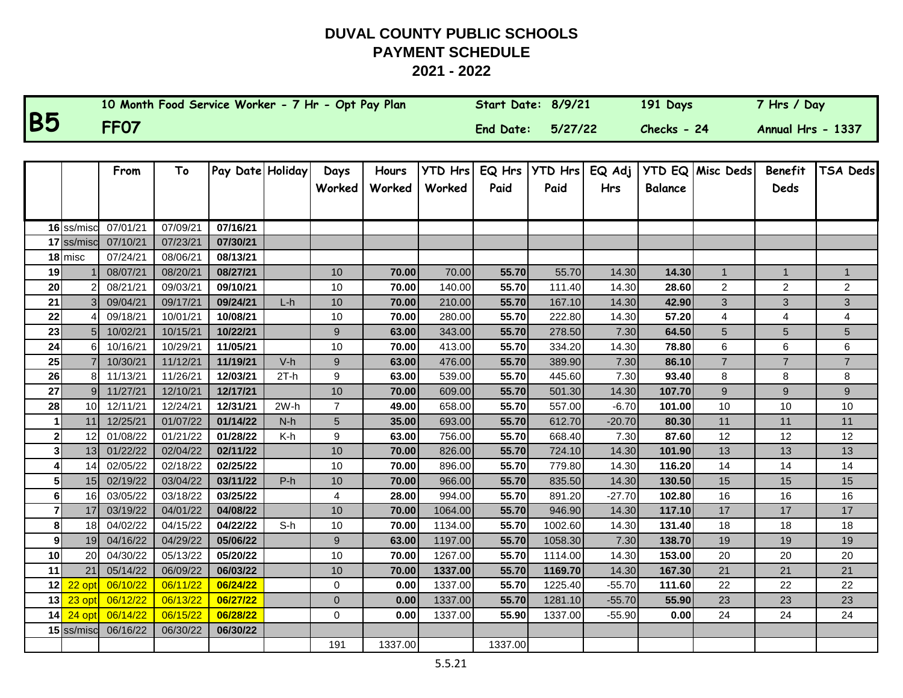# DUVAL COUNTY PUBLIC SCHOOLS
## PAYMENT SCHEDULE
## 2021 - 2022

| B5 | 10 Month Food Service Worker - 7 Hr - Opt Pay Plan | Start Date: 8/9/21 | 191 Days | 7 Hrs / Day |
|---|---|---|---|---|
| | FF07 | End Date: 5/27/22 | Checks - 24 | Annual Hrs - 1337 |

| | | From | To | Pay Date | Holiday | Days Worked | Hours Worked | YTD Hrs Worked | EQ Hrs Paid | YTD Hrs Paid | EQ Adj Hrs | YTD EQ Balance | Misc Deds | Benefit Deds | TSA Deds |
|---|---|---|---|---|---|---|---|---|---|---|---|---|---|---|---|
| **16** | ss/misc | 07/01/21 | 07/09/21 | **07/16/21** | | | | | | | | | | | |
| **17** | ss/misc | 07/10/21 | 07/23/21 | **07/30/21** | | | | | | | | | | | |
| **18** | misc | 07/24/21 | 08/06/21 | **08/13/21** | | | | | | | | | | | |
| **19** | 1 | 08/07/21 | 08/20/21 | **08/27/21** | | 10 | **70.00** | 70.00 | **55.70** | 55.70 | 14.30 | **14.30** | 1 | 1 | 1 |
| **20** | 2 | 08/21/21 | 09/03/21 | **09/10/21** | | 10 | **70.00** | 140.00 | **55.70** | 111.40 | 14.30 | **28.60** | 2 | 2 | 2 |
| **21** | 3 | 09/04/21 | 09/17/21 | **09/24/21** | L-h | 10 | **70.00** | 210.00 | **55.70** | 167.10 | 14.30 | **42.90** | 3 | 3 | 3 |
| **22** | 4 | 09/18/21 | 10/01/21 | **10/08/21** | | 10 | **70.00** | 280.00 | **55.70** | 222.80 | 14.30 | **57.20** | 4 | 4 | 4 |
| **23** | 5 | 10/02/21 | 10/15/21 | **10/22/21** | | 9 | **63.00** | 343.00 | **55.70** | 278.50 | 7.30 | **64.50** | 5 | 5 | 5 |
| **24** | 6 | 10/16/21 | 10/29/21 | **11/05/21** | | 10 | **70.00** | 413.00 | **55.70** | 334.20 | 14.30 | **78.80** | 6 | 6 | 6 |
| **25** | 7 | 10/30/21 | 11/12/21 | **11/19/21** | V-h | 9 | **63.00** | 476.00 | **55.70** | 389.90 | 7.30 | **86.10** | 7 | 7 | 7 |
| **26** | 8 | 11/13/21 | 11/26/21 | **12/03/21** | 2T-h | 9 | **63.00** | 539.00 | **55.70** | 445.60 | 7.30 | **93.40** | 8 | 8 | 8 |
| **27** | 9 | 11/27/21 | 12/10/21 | **12/17/21** | | 10 | **70.00** | 609.00 | **55.70** | 501.30 | 14.30 | **107.70** | 9 | 9 | 9 |
| **28** | 10 | 12/11/21 | 12/24/21 | **12/31/21** | 2W-h | 7 | **49.00** | 658.00 | **55.70** | 557.00 | -6.70 | **101.00** | 10 | 10 | 10 |
| **1** | 11 | 12/25/21 | 01/07/22 | **01/14/22** | N-h | 5 | **35.00** | 693.00 | **55.70** | 612.70 | -20.70 | **80.30** | 11 | 11 | 11 |
| **2** | 12 | 01/08/22 | 01/21/22 | **01/28/22** | K-h | 9 | **63.00** | 756.00 | **55.70** | 668.40 | 7.30 | **87.60** | 12 | 12 | 12 |
| **3** | 13 | 01/22/22 | 02/04/22 | **02/11/22** | | 10 | **70.00** | 826.00 | **55.70** | 724.10 | 14.30 | **101.90** | 13 | 13 | 13 |
| **4** | 14 | 02/05/22 | 02/18/22 | **02/25/22** | | 10 | **70.00** | 896.00 | **55.70** | 779.80 | 14.30 | **116.20** | 14 | 14 | 14 |
| **5** | 15 | 02/19/22 | 03/04/22 | **03/11/22** | P-h | 10 | **70.00** | 966.00 | **55.70** | 835.50 | 14.30 | **130.50** | 15 | 15 | 15 |
| **6** | 16 | 03/05/22 | 03/18/22 | **03/25/22** | | 4 | **28.00** | 994.00 | **55.70** | 891.20 | -27.70 | **102.80** | 16 | 16 | 16 |
| **7** | 17 | 03/19/22 | 04/01/22 | **04/08/22** | | 10 | **70.00** | 1064.00 | **55.70** | 946.90 | 14.30 | **117.10** | 17 | 17 | 17 |
| **8** | 18 | 04/02/22 | 04/15/22 | **04/22/22** | S-h | 10 | **70.00** | 1134.00 | **55.70** | 1002.60 | 14.30 | **131.40** | 18 | 18 | 18 |
| **9** | 19 | 04/16/22 | 04/29/22 | **05/06/22** | | 9 | **63.00** | 1197.00 | **55.70** | 1058.30 | 7.30 | **138.70** | 19 | 19 | 19 |
| **10** | 20 | 04/30/22 | 05/13/22 | **05/20/22** | | 10 | **70.00** | 1267.00 | **55.70** | 1114.00 | 14.30 | **153.00** | 20 | 20 | 20 |
| **11** | 21 | 05/14/22 | 06/09/22 | **06/03/22** | | 10 | **70.00** | **1337.00** | **55.70** | **1169.70** | 14.30 | **167.30** | 21 | 21 | 21 |
| **12** | 22 opt | 06/10/22 | 06/11/22 | **06/24/22** | | 0 | **0.00** | 1337.00 | **55.70** | 1225.40 | -55.70 | **111.60** | 22 | 22 | 22 |
| **13** | 23 opt | 06/12/22 | 06/13/22 | **06/27/22** | | 0 | **0.00** | 1337.00 | **55.70** | 1281.10 | -55.70 | **55.90** | 23 | 23 | 23 |
| **14** | 24 opt | 06/14/22 | 06/15/22 | **06/28/22** | | 0 | **0.00** | 1337.00 | **55.90** | 1337.00 | -55.90 | **0.00** | 24 | 24 | 24 |
| **15** | ss/misc | 06/16/22 | 06/30/22 | **06/30/22** | | | | | | | | | | | |
| | | | | | | 191 | 1337.00 | | 1337.00 | | | | | | |

5.5.21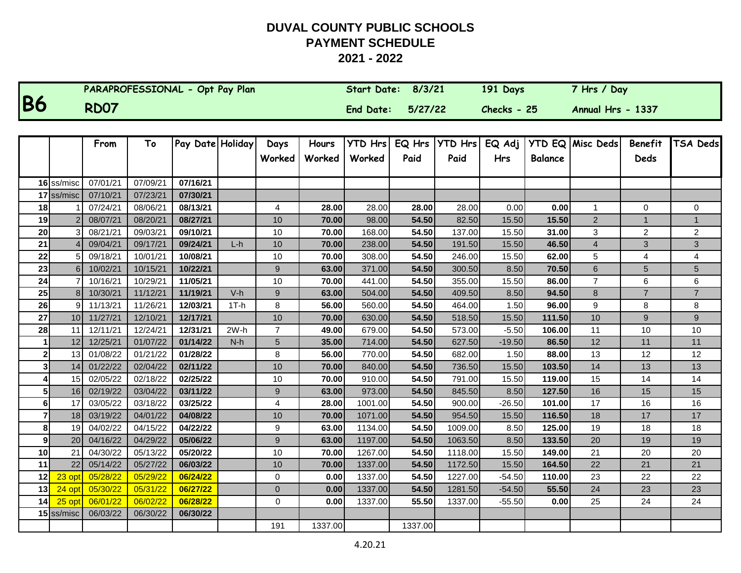# DUVAL COUNTY PUBLIC SCHOOLS
## PAYMENT SCHEDULE
## 2021 - 2022

| B6 | PARAPROFESSIONAL - Opt Pay Plan | Start Date: 8/3/21 | 191 Days | 7 Hrs / Day |
|---|---|---|---|---|
| | RD07 | End Date: 5/27/22 | Checks - 25 | Annual Hrs - 1337 |

| | | From | To | Pay Date | Holiday | Days Worked | Hours Worked | YTD Hrs Worked | EQ Hrs Paid | YTD Hrs Paid | EQ Adj Hrs | YTD EQ Balance | Misc Deds | Benefit Deds | TSA Deds |
|---|---|---|---|---|---|---|---|---|---|---|---|---|---|---|---|
| **16** | ss/misc | 07/01/21 | 07/09/21 | **07/16/21** | | | | | | | | | | | |
| **17** | ss/misc | 07/10/21 | 07/23/21 | **07/30/21** | | | | | | | | | | | |
| **18** | 1 | 07/24/21 | 08/06/21 | **08/13/21** | | 4 | **28.00** | 28.00 | **28.00** | 28.00 | 0.00 | **0.00** | 1 | 0 | 0 |
| **19** | 2 | 08/07/21 | 08/20/21 | **08/27/21** | | 10 | **70.00** | 98.00 | **54.50** | 82.50 | 15.50 | **15.50** | 2 | 1 | 1 |
| **20** | 3 | 08/21/21 | 09/03/21 | **09/10/21** | | 10 | **70.00** | 168.00 | **54.50** | 137.00 | 15.50 | **31.00** | 3 | 2 | 2 |
| **21** | 4 | 09/04/21 | 09/17/21 | **09/24/21** | L-h | 10 | **70.00** | 238.00 | **54.50** | 191.50 | 15.50 | **46.50** | 4 | 3 | 3 |
| **22** | 5 | 09/18/21 | 10/01/21 | **10/08/21** | | 10 | **70.00** | 308.00 | **54.50** | 246.00 | 15.50 | **62.00** | 5 | 4 | 4 |
| **23** | 6 | 10/02/21 | 10/15/21 | **10/22/21** | | 9 | **63.00** | 371.00 | **54.50** | 300.50 | 8.50 | **70.50** | 6 | 5 | 5 |
| **24** | 7 | 10/16/21 | 10/29/21 | **11/05/21** | | 10 | **70.00** | 441.00 | **54.50** | 355.00 | 15.50 | **86.00** | 7 | 6 | 6 |
| **25** | 8 | 10/30/21 | 11/12/21 | **11/19/21** | V-h | 9 | **63.00** | 504.00 | **54.50** | 409.50 | 8.50 | **94.50** | 8 | 7 | 7 |
| **26** | 9 | 11/13/21 | 11/26/21 | **12/03/21** | 1T-h | 8 | **56.00** | 560.00 | **54.50** | 464.00 | 1.50 | **96.00** | 9 | 8 | 8 |
| **27** | 10 | 11/27/21 | 12/10/21 | **12/17/21** | | 10 | **70.00** | 630.00 | **54.50** | 518.50 | 15.50 | **111.50** | 10 | 9 | 9 |
| **28** | 11 | 12/11/21 | 12/24/21 | **12/31/21** | 2W-h | 7 | **49.00** | 679.00 | **54.50** | 573.00 | -5.50 | **106.00** | 11 | 10 | 10 |
| **1** | 12 | 12/25/21 | 01/07/22 | **01/14/22** | N-h | 5 | **35.00** | 714.00 | **54.50** | 627.50 | -19.50 | **86.50** | 12 | 11 | 11 |
| **2** | 13 | 01/08/22 | 01/21/22 | **01/28/22** | | 8 | **56.00** | 770.00 | **54.50** | 682.00 | 1.50 | **88.00** | 13 | 12 | 12 |
| **3** | 14 | 01/22/22 | 02/04/22 | **02/11/22** | | 10 | **70.00** | 840.00 | **54.50** | 736.50 | 15.50 | **103.50** | 14 | 13 | 13 |
| **4** | 15 | 02/05/22 | 02/18/22 | **02/25/22** | | 10 | **70.00** | 910.00 | **54.50** | 791.00 | 15.50 | **119.00** | 15 | 14 | 14 |
| **5** | 16 | 02/19/22 | 03/04/22 | **03/11/22** | | 9 | **63.00** | 973.00 | **54.50** | 845.50 | 8.50 | **127.50** | 16 | 15 | 15 |
| **6** | 17 | 03/05/22 | 03/18/22 | **03/25/22** | | 4 | **28.00** | 1001.00 | **54.50** | 900.00 | -26.50 | **101.00** | 17 | 16 | 16 |
| **7** | 18 | 03/19/22 | 04/01/22 | **04/08/22** | | 10 | **70.00** | 1071.00 | **54.50** | 954.50 | 15.50 | **116.50** | 18 | 17 | 17 |
| **8** | 19 | 04/02/22 | 04/15/22 | **04/22/22** | | 9 | **63.00** | 1134.00 | **54.50** | 1009.00 | 8.50 | **125.00** | 19 | 18 | 18 |
| **9** | 20 | 04/16/22 | 04/29/22 | **05/06/22** | | 9 | **63.00** | 1197.00 | **54.50** | 1063.50 | 8.50 | **133.50** | 20 | 19 | 19 |
| **10** | 21 | 04/30/22 | 05/13/22 | **05/20/22** | | 10 | **70.00** | 1267.00 | **54.50** | 1118.00 | 15.50 | **149.00** | 21 | 20 | 20 |
| **11** | 22 | 05/14/22 | 05/27/22 | **06/03/22** | | 10 | **70.00** | 1337.00 | **54.50** | 1172.50 | 15.50 | **164.50** | 22 | 21 | 21 |
| **12** | 23 opt | 05/28/22 | 05/29/22 | **06/24/22** | | 0 | **0.00** | 1337.00 | **54.50** | 1227.00 | -54.50 | **110.00** | 23 | 22 | 22 |
| **13** | 24 opt | 05/30/22 | 05/31/22 | **06/27/22** | | 0 | **0.00** | 1337.00 | **54.50** | 1281.50 | -54.50 | **55.50** | 24 | 23 | 23 |
| **14** | 25 opt | 06/01/22 | 06/02/22 | **06/28/22** | | 0 | **0.00** | 1337.00 | **55.50** | 1337.00 | -55.50 | **0.00** | 25 | 24 | 24 |
| **15** | ss/misc | 06/03/22 | 06/30/22 | **06/30/22** | | | | | | | | | | | |
| | | | | | | 191 | 1337.00 | | 1337.00 | | | | | | |

4.20.21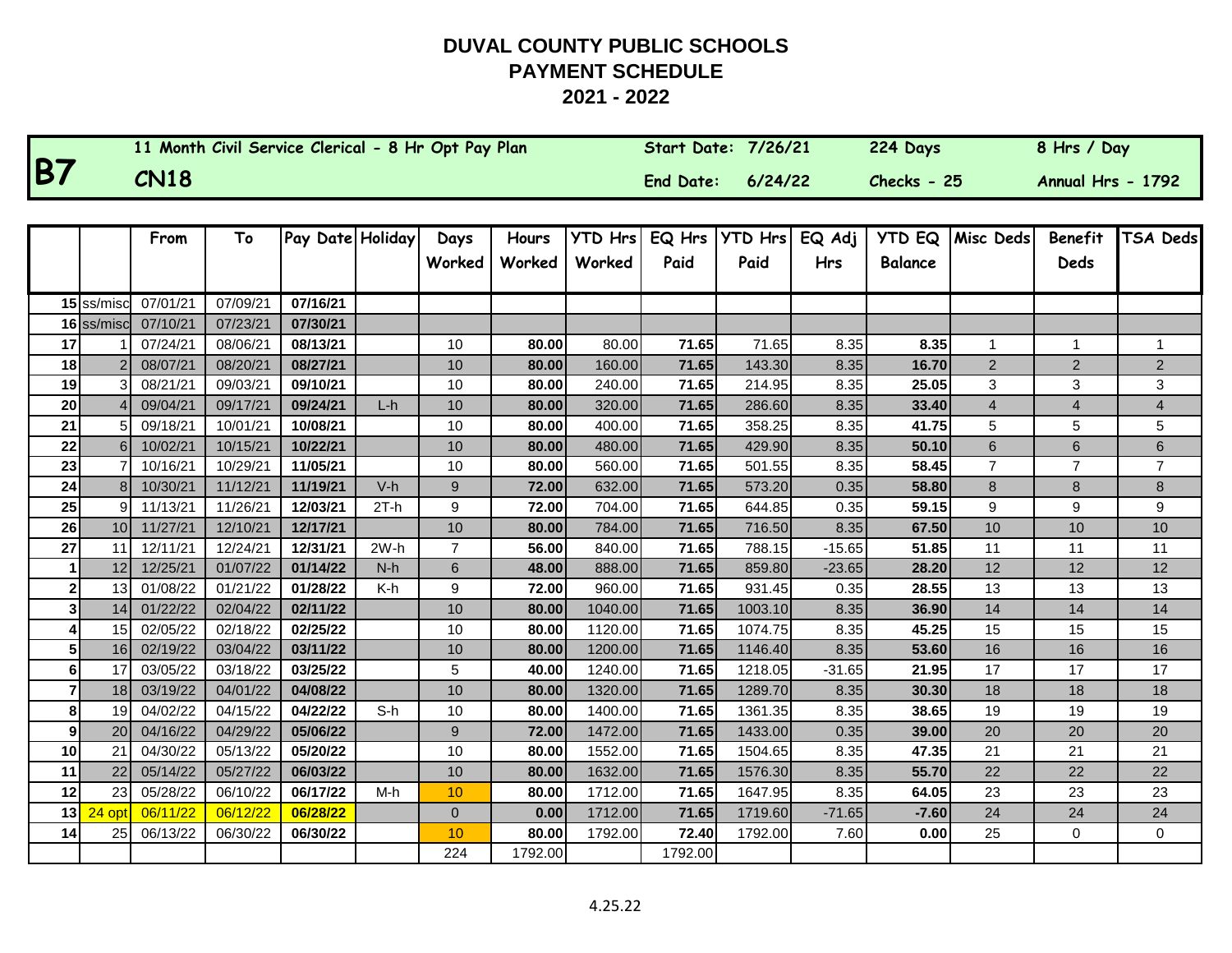# DUVAL COUNTY PUBLIC SCHOOLS
## PAYMENT SCHEDULE
## 2021 - 2022

| **B7** | 11 Month Civil Service Clerical - 8 Hr Opt Pay Plan | Start Date: 7/26/21 | 224 Days | 8 Hrs / Day |
|---|---|---|---|---|
| | **CN18** | End Date: 6/24/22 | Checks - 25 | Annual Hrs - 1792 |

| | | From | To | Pay Date | Holiday | Days Worked | Hours Worked | YTD Hrs Worked | EQ Hrs Paid | YTD Hrs Paid | EQ Adj Hrs | YTD EQ Balance | Misc Deds | Benefit Deds | TSA Deds |
|---|---|---|---|---|---|---|---|---|---|---|---|---|---|---|---|
| **15** | ss/misc | 07/01/21 | 07/09/21 | **07/16/21** | | | | | | | | | | | |
| **16** | ss/misc | 07/10/21 | 07/23/21 | **07/30/21** | | | | | | | | | | | |
| **17** | 1 | 07/24/21 | 08/06/21 | **08/13/21** | | 10 | **80.00** | 80.00 | **71.65** | 71.65 | 8.35 | **8.35** | 1 | 1 | 1 |
| **18** | 2 | 08/07/21 | 08/20/21 | **08/27/21** | | 10 | **80.00** | 160.00 | **71.65** | 143.30 | 8.35 | **16.70** | 2 | 2 | 2 |
| **19** | 3 | 08/21/21 | 09/03/21 | **09/10/21** | | 10 | **80.00** | 240.00 | **71.65** | 214.95 | 8.35 | **25.05** | 3 | 3 | 3 |
| **20** | 4 | 09/04/21 | 09/17/21 | **09/24/21** | L-h | 10 | **80.00** | 320.00 | **71.65** | 286.60 | 8.35 | **33.40** | 4 | 4 | 4 |
| **21** | 5 | 09/18/21 | 10/01/21 | **10/08/21** | | 10 | **80.00** | 400.00 | **71.65** | 358.25 | 8.35 | **41.75** | 5 | 5 | 5 |
| **22** | 6 | 10/02/21 | 10/15/21 | **10/22/21** | | 10 | **80.00** | 480.00 | **71.65** | 429.90 | 8.35 | **50.10** | 6 | 6 | 6 |
| **23** | 7 | 10/16/21 | 10/29/21 | **11/05/21** | | 10 | **80.00** | 560.00 | **71.65** | 501.55 | 8.35 | **58.45** | 7 | 7 | 7 |
| **24** | 8 | 10/30/21 | 11/12/21 | **11/19/21** | V-h | 9 | **72.00** | 632.00 | **71.65** | 573.20 | 0.35 | **58.80** | 8 | 8 | 8 |
| **25** | 9 | 11/13/21 | 11/26/21 | **12/03/21** | 2T-h | 9 | **72.00** | 704.00 | **71.65** | 644.85 | 0.35 | **59.15** | 9 | 9 | 9 |
| **26** | 10 | 11/27/21 | 12/10/21 | **12/17/21** | | 10 | **80.00** | 784.00 | **71.65** | 716.50 | 8.35 | **67.50** | 10 | 10 | 10 |
| **27** | 11 | 12/11/21 | 12/24/21 | **12/31/21** | 2W-h | 7 | **56.00** | 840.00 | **71.65** | 788.15 | -15.65 | **51.85** | 11 | 11 | 11 |
| **1** | 12 | 12/25/21 | 01/07/22 | **01/14/22** | N-h | 6 | **48.00** | 888.00 | **71.65** | 859.80 | -23.65 | **28.20** | 12 | 12 | 12 |
| **2** | 13 | 01/08/22 | 01/21/22 | **01/28/22** | K-h | 9 | **72.00** | 960.00 | **71.65** | 931.45 | 0.35 | **28.55** | 13 | 13 | 13 |
| **3** | 14 | 01/22/22 | 02/04/22 | **02/11/22** | | 10 | **80.00** | 1040.00 | **71.65** | 1003.10 | 8.35 | **36.90** | 14 | 14 | 14 |
| **4** | 15 | 02/05/22 | 02/18/22 | **02/25/22** | | 10 | **80.00** | 1120.00 | **71.65** | 1074.75 | 8.35 | **45.25** | 15 | 15 | 15 |
| **5** | 16 | 02/19/22 | 03/04/22 | **03/11/22** | | 10 | **80.00** | 1200.00 | **71.65** | 1146.40 | 8.35 | **53.60** | 16 | 16 | 16 |
| **6** | 17 | 03/05/22 | 03/18/22 | **03/25/22** | | 5 | **40.00** | 1240.00 | **71.65** | 1218.05 | -31.65 | **21.95** | 17 | 17 | 17 |
| **7** | 18 | 03/19/22 | 04/01/22 | **04/08/22** | | 10 | **80.00** | 1320.00 | **71.65** | 1289.70 | 8.35 | **30.30** | 18 | 18 | 18 |
| **8** | 19 | 04/02/22 | 04/15/22 | **04/22/22** | S-h | 10 | **80.00** | 1400.00 | **71.65** | 1361.35 | 8.35 | **38.65** | 19 | 19 | 19 |
| **9** | 20 | 04/16/22 | 04/29/22 | **05/06/22** | | 9 | **72.00** | 1472.00 | **71.65** | 1433.00 | 0.35 | **39.00** | 20 | 20 | 20 |
| **10** | 21 | 04/30/22 | 05/13/22 | **05/20/22** | | 10 | **80.00** | 1552.00 | **71.65** | 1504.65 | 8.35 | **47.35** | 21 | 21 | 21 |
| **11** | 22 | 05/14/22 | 05/27/22 | **06/03/22** | | 10 | **80.00** | 1632.00 | **71.65** | 1576.30 | 8.35 | **55.70** | 22 | 22 | 22 |
| **12** | 23 | 05/28/22 | 06/10/22 | **06/17/22** | M-h | 10 | **80.00** | 1712.00 | **71.65** | 1647.95 | 8.35 | **64.05** | 23 | 23 | 23 |
| **13** | 24 opt | 06/11/22 | 06/12/22 | **06/28/22** | | 0 | **0.00** | 1712.00 | **71.65** | 1719.60 | -71.65 | **-7.60** | 24 | 24 | 24 |
| **14** | 25 | 06/13/22 | 06/30/22 | **06/30/22** | | 10 | **80.00** | 1792.00 | **72.40** | 1792.00 | 7.60 | **0.00** | 25 | 0 | 0 |
| | | | | | | 224 | 1792.00 | | 1792.00 | | | | | | |

4.25.22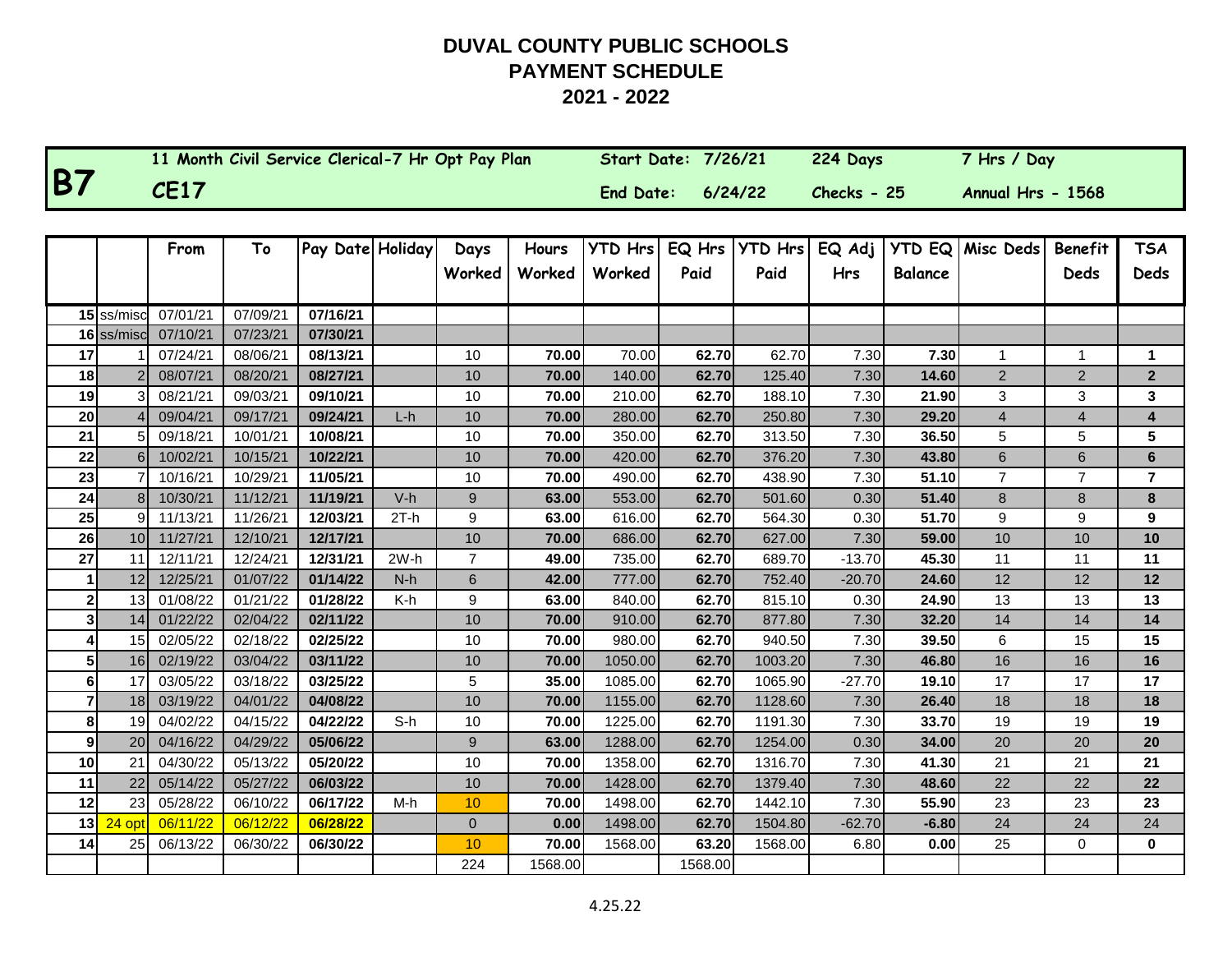# DUVAL COUNTY PUBLIC SCHOOLS
# PAYMENT SCHEDULE
# 2021 - 2022

| | | | | |
|---|---|---|---|---|
| **B7** | **11 Month Civil Service Clerical-7 Hr Opt Pay Plan** | **Start Date: 7/26/21** | **224 Days** | **7 Hrs / Day** |
| | **CE17** | **End Date: 6/24/22** | **Checks - 25** | **Annual Hrs - 1568** |

| | | From | To | Pay Date | Holiday | Days Worked | Hours Worked | YTD Hrs Worked | EQ Hrs Paid | YTD Hrs Paid | EQ Adj Hrs | YTD EQ Balance | Misc Deds | Benefit Deds | TSA Deds |
|---|---|---|---|---|---|---|---|---|---|---|---|---|---|---|---|
| **15** | ss/misc | 07/01/21 | 07/09/21 | **07/16/21** | | | | | | | | | | | |
| **16** | ss/misc | 07/10/21 | 07/23/21 | **07/30/21** | | | | | | | | | | | |
| **17** | 1 | 07/24/21 | 08/06/21 | **08/13/21** | | 10 | **70.00** | 70.00 | **62.70** | 62.70 | 7.30 | **7.30** | 1 | 1 | **1** |
| **18** | 2 | 08/07/21 | 08/20/21 | **08/27/21** | | 10 | **70.00** | 140.00 | **62.70** | 125.40 | 7.30 | **14.60** | 2 | 2 | **2** |
| **19** | 3 | 08/21/21 | 09/03/21 | **09/10/21** | | 10 | **70.00** | 210.00 | **62.70** | 188.10 | 7.30 | **21.90** | 3 | 3 | **3** |
| **20** | 4 | 09/04/21 | 09/17/21 | **09/24/21** | L-h | 10 | **70.00** | 280.00 | **62.70** | 250.80 | 7.30 | **29.20** | 4 | 4 | **4** |
| **21** | 5 | 09/18/21 | 10/01/21 | **10/08/21** | | 10 | **70.00** | 350.00 | **62.70** | 313.50 | 7.30 | **36.50** | 5 | 5 | **5** |
| **22** | 6 | 10/02/21 | 10/15/21 | **10/22/21** | | 10 | **70.00** | 420.00 | **62.70** | 376.20 | 7.30 | **43.80** | 6 | 6 | **6** |
| **23** | 7 | 10/16/21 | 10/29/21 | **11/05/21** | | 10 | **70.00** | 490.00 | **62.70** | 438.90 | 7.30 | **51.10** | 7 | 7 | **7** |
| **24** | 8 | 10/30/21 | 11/12/21 | **11/19/21** | V-h | 9 | **63.00** | 553.00 | **62.70** | 501.60 | 0.30 | **51.40** | 8 | 8 | **8** |
| **25** | 9 | 11/13/21 | 11/26/21 | **12/03/21** | 2T-h | 9 | **63.00** | 616.00 | **62.70** | 564.30 | 0.30 | **51.70** | 9 | 9 | **9** |
| **26** | 10 | 11/27/21 | 12/10/21 | **12/17/21** | | 10 | **70.00** | 686.00 | **62.70** | 627.00 | 7.30 | **59.00** | 10 | 10 | **10** |
| **27** | 11 | 12/11/21 | 12/24/21 | **12/31/21** | 2W-h | 7 | **49.00** | 735.00 | **62.70** | 689.70 | -13.70 | **45.30** | 11 | 11 | **11** |
| **1** | 12 | 12/25/21 | 01/07/22 | **01/14/22** | N-h | 6 | **42.00** | 777.00 | **62.70** | 752.40 | -20.70 | **24.60** | 12 | 12 | **12** |
| **2** | 13 | 01/08/22 | 01/21/22 | **01/28/22** | K-h | 9 | **63.00** | 840.00 | **62.70** | 815.10 | 0.30 | **24.90** | 13 | 13 | **13** |
| **3** | 14 | 01/22/22 | 02/04/22 | **02/11/22** | | 10 | **70.00** | 910.00 | **62.70** | 877.80 | 7.30 | **32.20** | 14 | 14 | **14** |
| **4** | 15 | 02/05/22 | 02/18/22 | **02/25/22** | | 10 | **70.00** | 980.00 | **62.70** | 940.50 | 7.30 | **39.50** | 6 | 15 | **15** |
| **5** | 16 | 02/19/22 | 03/04/22 | **03/11/22** | | 10 | **70.00** | 1050.00 | **62.70** | 1003.20 | 7.30 | **46.80** | 16 | 16 | **16** |
| **6** | 17 | 03/05/22 | 03/18/22 | **03/25/22** | | 5 | **35.00** | 1085.00 | **62.70** | 1065.90 | -27.70 | **19.10** | 17 | 17 | **17** |
| **7** | 18 | 03/19/22 | 04/01/22 | **04/08/22** | | 10 | **70.00** | 1155.00 | **62.70** | 1128.60 | 7.30 | **26.40** | 18 | 18 | **18** |
| **8** | 19 | 04/02/22 | 04/15/22 | **04/22/22** | S-h | 10 | **70.00** | 1225.00 | **62.70** | 1191.30 | 7.30 | **33.70** | 19 | 19 | **19** |
| **9** | 20 | 04/16/22 | 04/29/22 | **05/06/22** | | 9 | **63.00** | 1288.00 | **62.70** | 1254.00 | 0.30 | **34.00** | 20 | 20 | **20** |
| **10** | 21 | 04/30/22 | 05/13/22 | **05/20/22** | | 10 | **70.00** | 1358.00 | **62.70** | 1316.70 | 7.30 | **41.30** | 21 | 21 | **21** |
| **11** | 22 | 05/14/22 | 05/27/22 | **06/03/22** | | 10 | **70.00** | 1428.00 | **62.70** | 1379.40 | 7.30 | **48.60** | 22 | 22 | **22** |
| **12** | 23 | 05/28/22 | 06/10/22 | **06/17/22** | M-h | 10 | **70.00** | 1498.00 | **62.70** | 1442.10 | 7.30 | **55.90** | 23 | 23 | **23** |
| **13** | 24 opt | 06/11/22 | 06/12/22 | **06/28/22** | | 0 | **0.00** | 1498.00 | **62.70** | 1504.80 | -62.70 | **-6.80** | 24 | 24 | 24 |
| **14** | 25 | 06/13/22 | 06/30/22 | **06/30/22** | | 10 | **70.00** | 1568.00 | **63.20** | 1568.00 | 6.80 | **0.00** | 25 | 0 | **0** |
| | | | | | | 224 | 1568.00 | | 1568.00 | | | | | | |

4.25.22